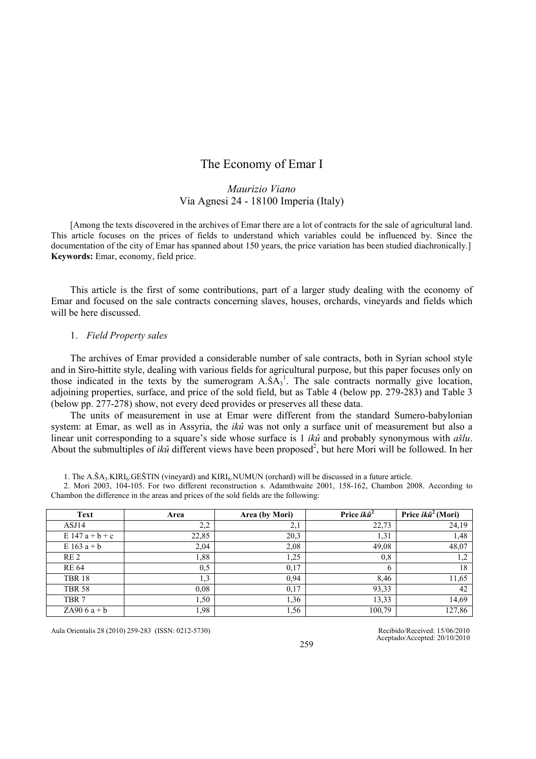# The Economy of Emar I

*Maurizio Viano*
Via Agnesi 24 - 18100 Imperia (Italy)

[Among the texts discovered in the archives of Emar there are a lot of contracts for the sale of agricultural land. This article focuses on the prices of fields to understand which variables could be influenced by. Since the documentation of the city of Emar has spanned about 150 years, the price variation has been studied diachronically.]
**Keywords:** Emar, economy, field price.

This article is the first of some contributions, part of a larger study dealing with the economy of Emar and focused on the sale contracts concerning slaves, houses, orchards, vineyards and fields which will be here discussed.

## 1. *Field Property sales*

The archives of Emar provided a considerable number of sale contracts, both in Syrian school style and in Siro-hittite style, dealing with various fields for agricultural purpose, but this paper focuses only on those indicated in the texts by the sumerogram A.ŠA$_3$[1]. The sale contracts normally give location, adjoining properties, surface, and price of the sold field, but as Table 4 (below pp. 279-283) and Table 3 (below pp. 277-278) show, not every deed provides or preserves all these data.

The units of measurement in use at Emar were different from the standard Sumero-babylonian system: at Emar, as well as in Assyria, the *ikû* was not only a surface unit of measurement but also a linear unit corresponding to a square's side whose surface is 1 *ikû* and probably synonymous with *ašlu*. About the submultiples of *ikû* different views have been proposed[2], but here Mori will be followed. In her

1. The A.ŠA$_3$.KIRI$_6$.GEŠTIN (vineyard) and KIRI$_6$.NUMUN (orchard) will be discussed in a future article.

2. Mori 2003, 104-105. For two different reconstruction s. Adamthwaite 2001, 158-162, Chambon 2008. According to Chambon the difference in the areas and prices of the sold fields are the following:

| Text | Area | Area (by Mori) | Price *ikû*[2] | Price *ikû*[2] (Mori) |
|---|---|---|---|---|
| ASJ14 | 2,2 | 2,1 | 22,73 | 24,19 |
| E 147 a + b + c | 22,85 | 20,3 | 1,31 | 1,48 |
| E 163 a + b | 2,04 | 2,08 | 49,08 | 48,07 |
| RE 2 | 1,88 | 1,25 | 0,8 | 1,2 |
| RE 64 | 0,5 | 0,17 | 6 | 18 |
| TBR 18 | 1,3 | 0,94 | 8,46 | 11,65 |
| TBR 58 | 0,08 | 0,17 | 93,33 | 42 |
| TBR 7 | 1,50 | 1,36 | 13,33 | 14,69 |
| ZA90 6 a + b | 1,98 | 1,56 | 100,79 | 127,86 |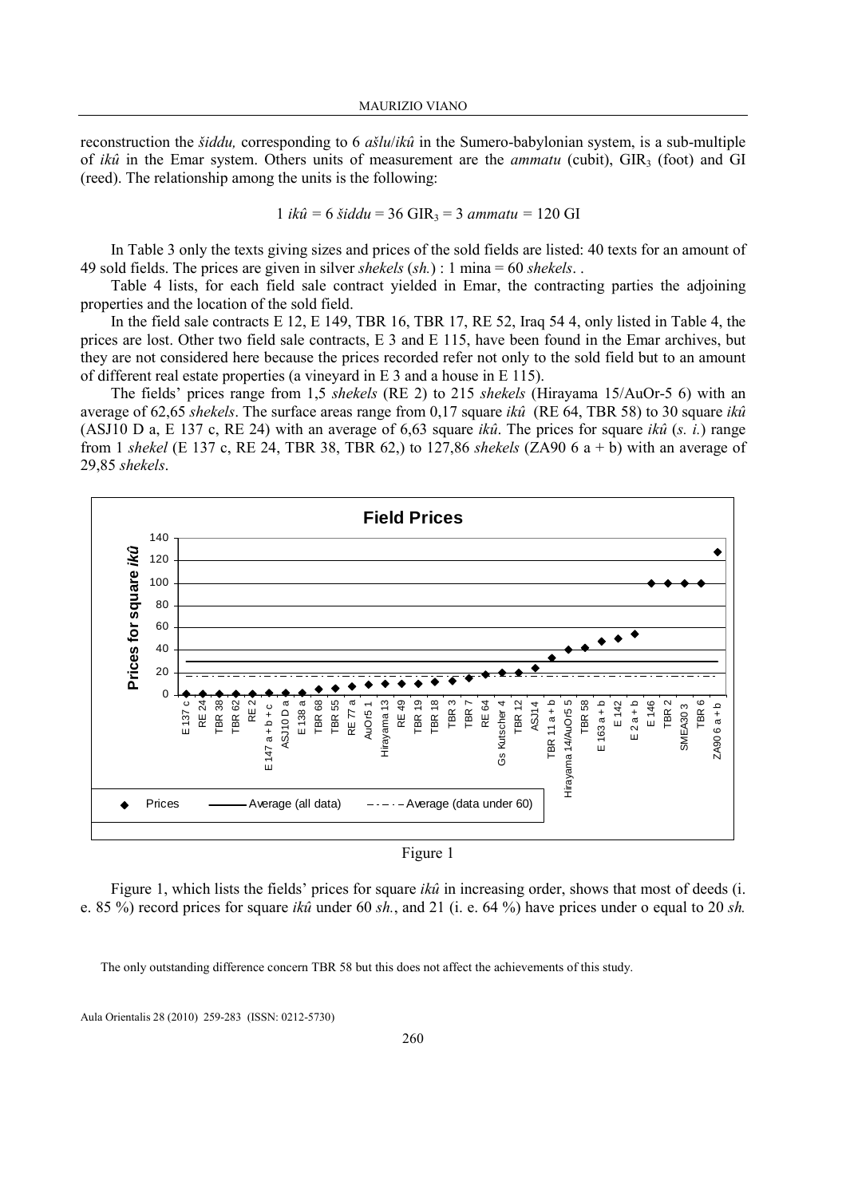reconstruction the *šiddu,* corresponding to 6 *ašlu*/*ikû* in the Sumero-babylonian system, is a sub-multiple of *ikû* in the Emar system. Others units of measurement are the *ammatu* (cubit), $GIR_3$ (foot) and GI (reed). The relationship among the units is the following:

$$1\ ik\hat{u} = 6\ \check{s}iddu = 36\ GIR_3 = 3\ ammatu = 120\ GI$$

In Table 3 only the texts giving sizes and prices of the sold fields are listed: 40 texts for an amount of 49 sold fields. The prices are given in silver *shekels* (*sh.*) : 1 mina = 60 *shekels*. .

Table 4 lists, for each field sale contract yielded in Emar, the contracting parties the adjoining properties and the location of the sold field.

In the field sale contracts E 12, E 149, TBR 16, TBR 17, RE 52, Iraq 54 4, only listed in Table 4, the prices are lost. Other two field sale contracts, E 3 and E 115, have been found in the Emar archives, but they are not considered here because the prices recorded refer not only to the sold field but to an amount of different real estate properties (a vineyard in E 3 and a house in E 115).

The fields' prices range from 1,5 *shekels* (RE 2) to 215 *shekels* (Hirayama 15/AuOr-5 6) with an average of 62,65 *shekels*. The surface areas range from 0,17 square *ikû* (RE 64, TBR 58) to 30 square *ikû* (ASJ10 D a, E 137 c, RE 24) with an average of 6,63 square *ikû*. The prices for square *ikû* (*s. i.*) range from 1 *shekel* (E 137 c, RE 24, TBR 38, TBR 62,) to 127,86 *shekels* (ZA90 6 a + b) with an average of 29,85 *shekels*.

**Field Prices**

| Text | Prices for square *ikû* (approx. from chart) |
|---|---|
| E 137 c | ~1 |
| RE 24 | ~1 |
| TBR 38 | ~1 |
| TBR 62 | ~1 |
| RE 2 | ~1 |
| E 147 a + b + c | ~2 |
| ASJ10 D a | ~2 |
| E 138 a | ~2 |
| TBR 68 | ~5 |
| TBR 55 | ~6 |
| RE 77 a | ~8 |
| AuOr5 1 | ~9 |
| Hirayama 13 | ~10 |
| RE 49 | ~10 |
| TBR 19 | ~10 |
| TBR 18 | ~11 |
| TBR 3 | ~12 |
| TBR 7 | ~15 |
| RE 64 | ~18 |
| Gs Kutscher 4 | ~20 |
| TBR 12 | ~20 |
| ASJ14 | ~24 |
| TBR 11 a + b | ~33 |
| Hirayama 14/AuOr5 5 | ~40 |
| TBR 58 | ~42 |
| E 163 a + b | ~48 |
| E 142 | ~50 |
| E 2 a + b | ~54 |
| E 146 | ~100 |
| TBR 2 | ~100 |
| SMEA30 3 | ~100 |
| TBR 6 | ~100 |
| ZA90 6 a + b | ~128 |

Legend: ◆ Prices; —— Average (all data); – · – Average (data under 60)

Figure 1

Figure 1, which lists the fields' prices for square *ikû* in increasing order, shows that most of deeds (i. e. 85 %) record prices for square *ikû* under 60 *sh.*, and 21 (i. e. 64 %) have prices under o equal to 20 *sh.*

The only outstanding difference concern TBR 58 but this does not affect the achievements of this study.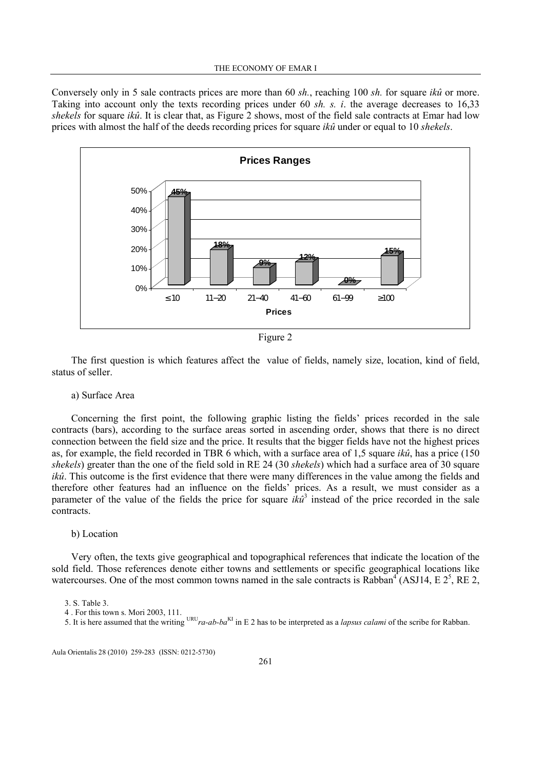Conversely only in 5 sale contracts prices are more than 60 *sh.*, reaching 100 *sh.* for square *ikû* or more. Taking into account only the texts recording prices under 60 *sh. s. i*. the average decreases to 16,33 *shekels* for square *ikû*. It is clear that, as Figure 2 shows, most of the field sale contracts at Emar had low prices with almost the half of the deeds recording prices for square *ikû* under or equal to 10 *shekels*.

**Prices Ranges**

| Prices | ≤ 10 | 11–20 | 21–40 | 41–60 | 61–99 | ≥100 |
|---|---|---|---|---|---|---|
| % | 45% | 18% | 9% | 12% | 0% | 15% |

Figure 2

The first question is which features affect the value of fields, namely size, location, kind of field, status of seller.

a) Surface Area

Concerning the first point, the following graphic listing the fields' prices recorded in the sale contracts (bars), according to the surface areas sorted in ascending order, shows that there is no direct connection between the field size and the price. It results that the bigger fields have not the highest prices as, for example, the field recorded in TBR 6 which, with a surface area of 1,5 square *ikû*, has a price (150 *shekels*) greater than the one of the field sold in RE 24 (30 *shekels*) which had a surface area of 30 square *ikû*. This outcome is the first evidence that there were many differences in the value among the fields and therefore other features had an influence on the fields' prices. As a result, we must consider as a parameter of the value of the fields the price for square *ikû*[3] instead of the price recorded in the sale contracts.

b) Location

Very often, the texts give geographical and topographical references that indicate the location of the sold field. Those references denote either towns and settlements or specific geographical locations like watercourses. One of the most common towns named in the sale contracts is Rabban[4] (ASJ14, E 2[5], RE 2,

3. S. Table 3.

4 . For this town s. Mori 2003, 111.

5. It is here assumed that the writing URU*ra-ab-ba*KI in E 2 has to be interpreted as a *lapsus calami* of the scribe for Rabban.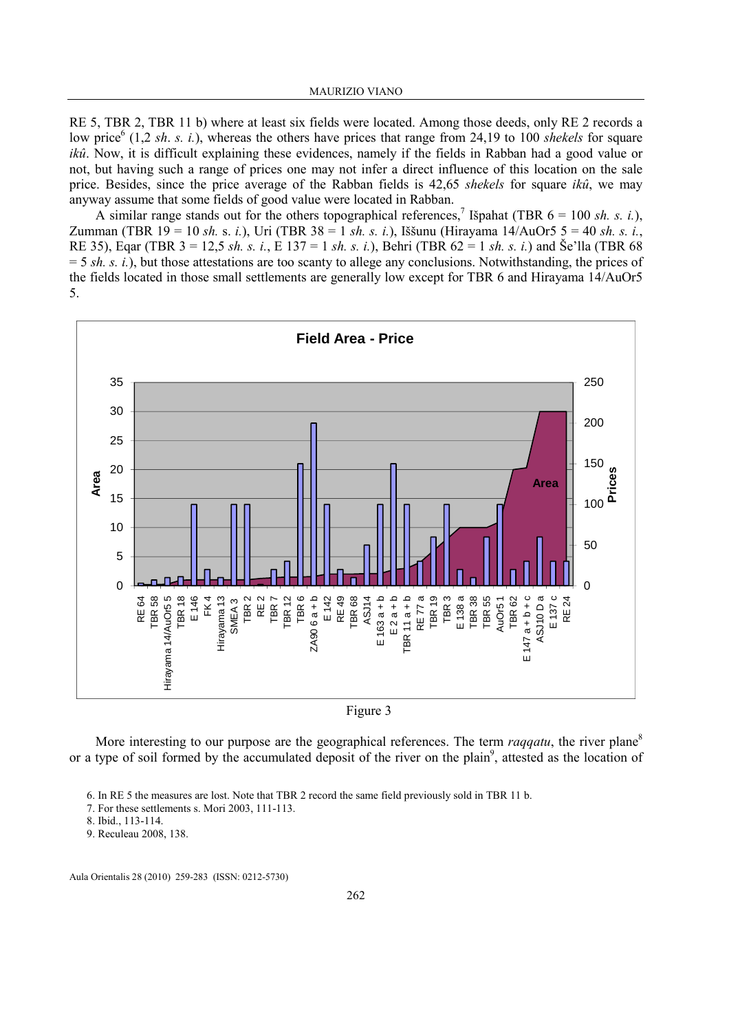RE 5, TBR 2, TBR 11 b) where at least six fields were located. Among those deeds, only RE 2 records a low price[6] (1,2 *sh. s. i.*), whereas the others have prices that range from 24,19 to 100 *shekels* for square *ikû*. Now, it is difficult explaining these evidences, namely if the fields in Rabban had a good value or not, but having such a range of prices one may not infer a direct influence of this location on the sale price. Besides, since the price average of the Rabban fields is 42,65 *shekels* for square *ikû*, we may anyway assume that some fields of good value were located in Rabban.

A similar range stands out for the others topographical references,[7] Išpahat (TBR 6 = 100 *sh. s. i.*), Zumman (TBR 19 = 10 *sh.* s. *i.*), Uri (TBR 38 = 1 *sh. s. i.*), Iššunu (Hirayama 14/AuOr5 5 = 40 *sh. s. i.*, RE 35), Eqar (TBR 3 = 12,5 *sh. s. i.*, E 137 = 1 *sh. s. i.*), Behri (TBR 62 = 1 *sh. s. i.*) and Še'lla (TBR 68 = 5 *sh. s. i.*), but those attestations are too scanty to allege any conclusions. Notwithstanding, the prices of the fields located in those small settlements are generally low except for TBR 6 and Hirayama 14/AuOr5 5.

Figure 3

More interesting to our purpose are the geographical references. The term *raqqatu*, the river plane[8] or a type of soil formed by the accumulated deposit of the river on the plain[9], attested as the location of

6. In RE 5 the measures are lost. Note that TBR 2 record the same field previously sold in TBR 11 b.

7. For these settlements s. Mori 2003, 111-113.

8. Ibid., 113-114.

9. Reculeau 2008, 138.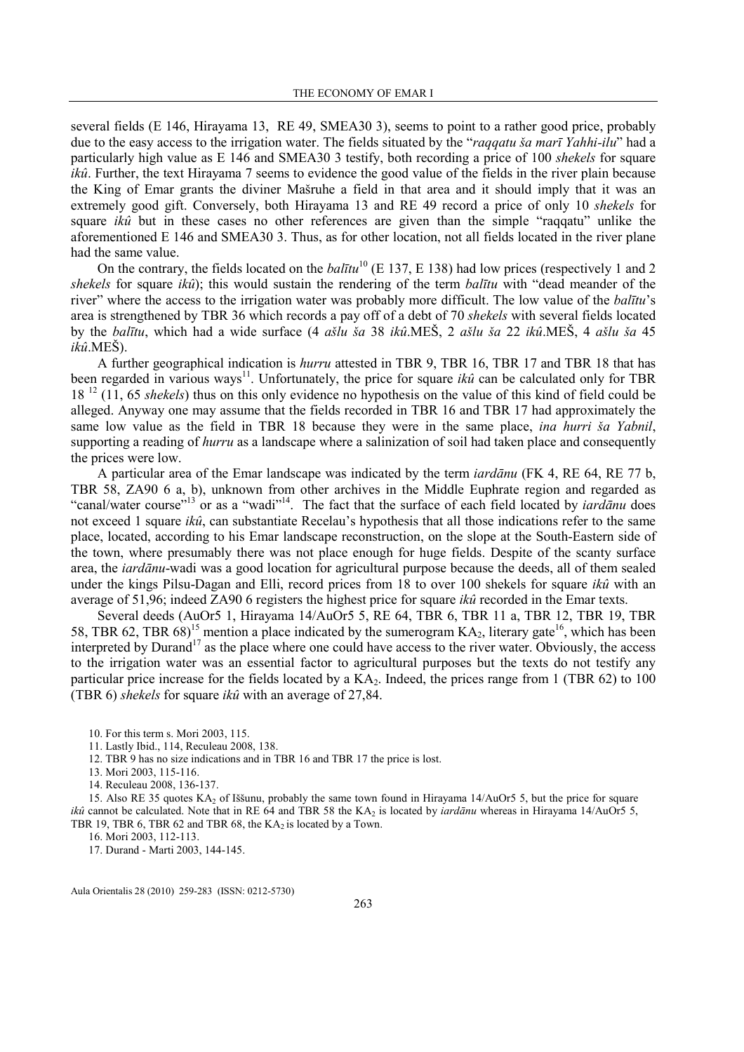several fields (E 146, Hirayama 13, RE 49, SMEA30 3), seems to point to a rather good price, probably due to the easy access to the irrigation water. The fields situated by the "*raqqatu ša marī Yahhi-ilu*" had a particularly high value as E 146 and SMEA30 3 testify, both recording a price of 100 *shekels* for square *ikû*. Further, the text Hirayama 7 seems to evidence the good value of the fields in the river plain because the King of Emar grants the diviner Mašruhe a field in that area and it should imply that it was an extremely good gift. Conversely, both Hirayama 13 and RE 49 record a price of only 10 *shekels* for square *ikû* but in these cases no other references are given than the simple "raqqatu" unlike the aforementioned E 146 and SMEA30 3. Thus, as for other location, not all fields located in the river plane had the same value.

On the contrary, the fields located on the *balītu*[10] (E 137, E 138) had low prices (respectively 1 and 2 *shekels* for square *ikû*); this would sustain the rendering of the term *balītu* with "dead meander of the river" where the access to the irrigation water was probably more difficult. The low value of the *balītu*'s area is strengthened by TBR 36 which records a pay off of a debt of 70 *shekels* with several fields located by the *balītu*, which had a wide surface (4 *ašlu ša* 38 *ikû*.MEŠ, 2 *ašlu ša* 22 *ikû*.MEŠ, 4 *ašlu ša* 45 *ikû*.MEŠ).

A further geographical indication is *hurru* attested in TBR 9, TBR 16, TBR 17 and TBR 18 that has been regarded in various ways[11]. Unfortunately, the price for square *ikû* can be calculated only for TBR 18 [12] (11, 65 *shekels*) thus on this only evidence no hypothesis on the value of this kind of field could be alleged. Anyway one may assume that the fields recorded in TBR 16 and TBR 17 had approximately the same low value as the field in TBR 18 because they were in the same place, *ina hurri ša Yabnil*, supporting a reading of *hurru* as a landscape where a salinization of soil had taken place and consequently the prices were low.

A particular area of the Emar landscape was indicated by the term *iardānu* (FK 4, RE 64, RE 77 b, TBR 58, ZA90 6 a, b), unknown from other archives in the Middle Euphrate region and regarded as "canal/water course"[13] or as a "wadi"[14]. The fact that the surface of each field located by *iardānu* does not exceed 1 square *ikû*, can substantiate Recelau's hypothesis that all those indications refer to the same place, located, according to his Emar landscape reconstruction, on the slope at the South-Eastern side of the town, where presumably there was not place enough for huge fields. Despite of the scanty surface area, the *iardānu*-wadi was a good location for agricultural purpose because the deeds, all of them sealed under the kings Pilsu-Dagan and Elli, record prices from 18 to over 100 shekels for square *ikû* with an average of 51,96; indeed ZA90 6 registers the highest price for square *ikû* recorded in the Emar texts.

Several deeds (AuOr5 1, Hirayama 14/AuOr5 5, RE 64, TBR 6, TBR 11 a, TBR 12, TBR 19, TBR 58, TBR 62, TBR 68)[15] mention a place indicated by the sumerogram $KA_2$, literary gate[16], which has been interpreted by Durand[17] as the place where one could have access to the river water. Obviously, the access to the irrigation water was an essential factor to agricultural purposes but the texts do not testify any particular price increase for the fields located by a $KA_2$. Indeed, the prices range from 1 (TBR 62) to 100 (TBR 6) *shekels* for square *ikû* with an average of 27,84.

10. For this term s. Mori 2003, 115.

11. Lastly Ibid., 114, Reculeau 2008, 138.

12. TBR 9 has no size indications and in TBR 16 and TBR 17 the price is lost.

13. Mori 2003, 115-116.

14. Reculeau 2008, 136-137.

15. Also RE 35 quotes $KA_2$ of Iššunu, probably the same town found in Hirayama 14/AuOr5 5, but the price for square *ikû* cannot be calculated. Note that in RE 64 and TBR 58 the $KA_2$ is located by *iardānu* whereas in Hirayama 14/AuOr5 5, TBR 19, TBR 6, TBR 62 and TBR 68, the $KA_2$ is located by a Town.

16. Mori 2003, 112-113.

17. Durand - Marti 2003, 144-145.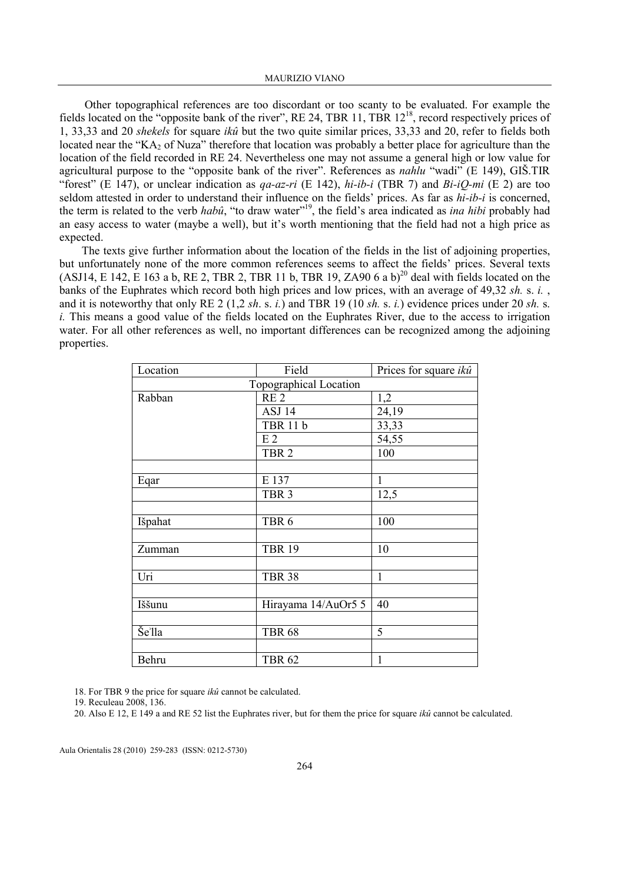Other topographical references are too discordant or too scanty to be evaluated. For example the fields located on the "opposite bank of the river", RE 24, TBR 11, TBR 12[18], record respectively prices of 1, 33,33 and 20 *shekels* for square *ikû* but the two quite similar prices, 33,33 and 20, refer to fields both located near the "$KA_2$ of Nuza" therefore that location was probably a better place for agriculture than the location of the field recorded in RE 24. Nevertheless one may not assume a general high or low value for agricultural purpose to the "opposite bank of the river". References as *nahlu* "wadi" (E 149), GIŠ.TIR "forest" (E 147), or unclear indication as *qa-az-ri* (E 142), *hi-ib-i* (TBR 7) and *Bi-iQ-mi* (E 2) are too seldom attested in order to understand their influence on the fields' prices. As far as *hi-ib-i* is concerned, the term is related to the verb *habû*, "to draw water"[19], the field's area indicated as *ina hibi* probably had an easy access to water (maybe a well), but it's worth mentioning that the field had not a high price as expected.

The texts give further information about the location of the fields in the list of adjoining properties, but unfortunately none of the more common references seems to affect the fields' prices. Several texts (ASJ14, E 142, E 163 a b, RE 2, TBR 2, TBR 11 b, TBR 19, ZA90 6 a b)[20] deal with fields located on the banks of the Euphrates which record both high prices and low prices, with an average of 49,32 *sh.* s. *i.* , and it is noteworthy that only RE 2 (1,2 *sh*. s. *i.*) and TBR 19 (10 *sh.* s. *i.*) evidence prices under 20 *sh.* s. *i.* This means a good value of the fields located on the Euphrates River, due to the access to irrigation water. For all other references as well, no important differences can be recognized among the adjoining properties.

| Location | Field | Prices for square *ikû* |
|---|---|---|
| Topographical Location | | |
| Rabban | RE 2 | 1,2 |
| | ASJ 14 | 24,19 |
| | TBR 11 b | 33,33 |
| | E 2 | 54,55 |
| | TBR 2 | 100 |
| | | |
| Eqar | E 137 | 1 |
| | TBR 3 | 12,5 |
| | | |
| Išpahat | TBR 6 | 100 |
| | | |
| Zumman | TBR 19 | 10 |
| | | |
| Uri | TBR 38 | 1 |
| | | |
| Iššunu | Hirayama 14/AuOr5 5 | 40 |
| | | |
| Šeʾlla | TBR 68 | 5 |
| | | |
| Behru | TBR 62 | 1 |

18. For TBR 9 the price for square *ikû* cannot be calculated.

19. Reculeau 2008, 136.

20. Also E 12, E 149 a and RE 52 list the Euphrates river, but for them the price for square *ikû* cannot be calculated.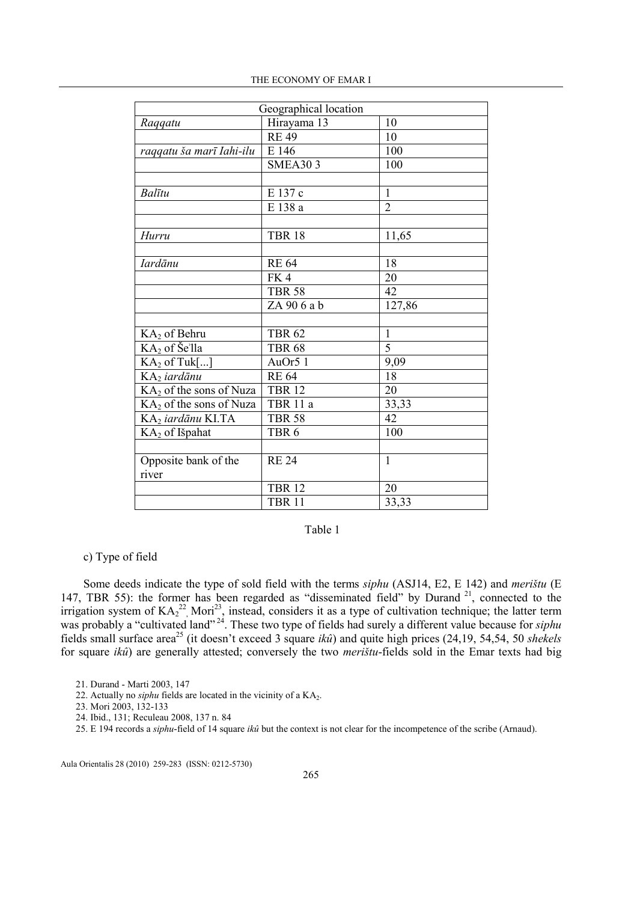| Geographical location | | |
|---|---|---|
| *Raqqatu* | Hirayama 13 | 10 |
| | RE 49 | 10 |
| *raqqatu ša marī Iahi-ilu* | E 146 | 100 |
| | SMEA30 3 | 100 |
| | | |
| *Balītu* | E 137 c | 1 |
| | E 138 a | 2 |
| | | |
| *Hurru* | TBR 18 | 11,65 |
| | | |
| *Iardānu* | RE 64 | 18 |
| | FK 4 | 20 |
| | TBR 58 | 42 |
| | ZA 90 6 a b | 127,86 |
| | | |
| $KA_2$ of Behru | TBR 62 | 1 |
| $KA_2$ of Šeʾlla | TBR 68 | 5 |
| $KA_2$ of Tuk[...] | AuOr5 1 | 9,09 |
| $KA_2$ *iardānu* | RE 64 | 18 |
| $KA_2$ of the sons of Nuza | TBR 12 | 20 |
| $KA_2$ of the sons of Nuza | TBR 11 a | 33,33 |
| $KA_2$ *iardānu* KI.TA | TBR 58 | 42 |
| $KA_2$ of Išpahat | TBR 6 | 100 |
| | | |
| Opposite bank of the river | RE 24 | 1 |
| | TBR 12 | 20 |
| | TBR 11 | 33,33 |

Table 1

c) Type of field

Some deeds indicate the type of sold field with the terms *siphu* (ASJ14, E2, E 142) and *merištu* (E 147, TBR 55): the former has been regarded as "disseminated field" by Durand [21], connected to the irrigation system of $KA_2$[22], Mori[23], instead, considers it as a type of cultivation technique; the latter term was probably a "cultivated land"[24]. These two type of fields had surely a different value because for *siphu* fields small surface area[25] (it doesn't exceed 3 square *ikû*) and quite high prices (24,19, 54,54, 50 *shekels* for square *ikû*) are generally attested; conversely the two *merištu*-fields sold in the Emar texts had big

21. Durand - Marti 2003, 147
22. Actually no *siphu* fields are located in the vicinity of a $KA_2$.
23. Mori 2003, 132-133
24. Ibid., 131; Reculeau 2008, 137 n. 84
25. E 194 records a *siphu*-field of 14 square *ikû* but the context is not clear for the incompetence of the scribe (Arnaud).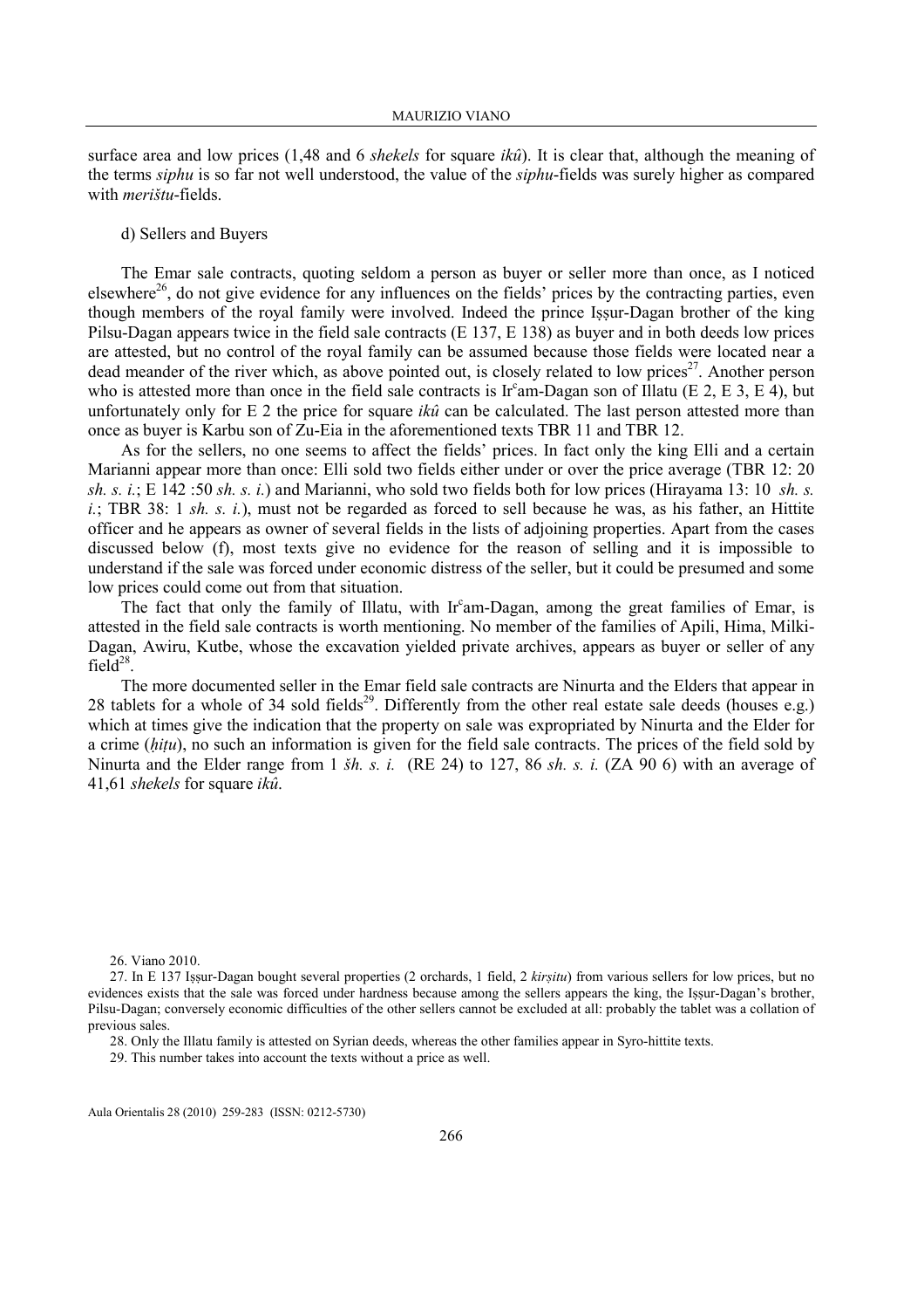surface area and low prices (1,48 and 6 *shekels* for square *ikû*). It is clear that, although the meaning of the terms *siphu* is so far not well understood, the value of the *siphu*-fields was surely higher as compared with *merištu*-fields.

d) Sellers and Buyers

The Emar sale contracts, quoting seldom a person as buyer or seller more than once, as I noticed elsewhere[26], do not give evidence for any influences on the fields' prices by the contracting parties, even though members of the royal family were involved. Indeed the prince Iṣṣur-Dagan brother of the king Pilsu-Dagan appears twice in the field sale contracts (E 137, E 138) as buyer and in both deeds low prices are attested, but no control of the royal family can be assumed because those fields were located near a dead meander of the river which, as above pointed out, is closely related to low prices[27]. Another person who is attested more than once in the field sale contracts is Irʿam-Dagan son of Illatu (E 2, E 3, E 4), but unfortunately only for E 2 the price for square *ikû* can be calculated. The last person attested more than once as buyer is Karbu son of Zu-Eia in the aforementioned texts TBR 11 and TBR 12.

As for the sellers, no one seems to affect the fields' prices. In fact only the king Elli and a certain Marianni appear more than once: Elli sold two fields either under or over the price average (TBR 12: 20 *sh. s. i.*; E 142 :50 *sh. s. i.*) and Marianni, who sold two fields both for low prices (Hirayama 13: 10 *sh. s. i.*; TBR 38: 1 *sh. s. i.*), must not be regarded as forced to sell because he was, as his father, an Hittite officer and he appears as owner of several fields in the lists of adjoining properties. Apart from the cases discussed below (f), most texts give no evidence for the reason of selling and it is impossible to understand if the sale was forced under economic distress of the seller, but it could be presumed and some low prices could come out from that situation.

The fact that only the family of Illatu, with Irʿam-Dagan, among the great families of Emar, is attested in the field sale contracts is worth mentioning. No member of the families of Apili, Hima, Milki-Dagan, Awiru, Kutbe, whose the excavation yielded private archives, appears as buyer or seller of any field[28].

The more documented seller in the Emar field sale contracts are Ninurta and the Elders that appear in 28 tablets for a whole of 34 sold fields[29]. Differently from the other real estate sale deeds (houses e.g.) which at times give the indication that the property on sale was expropriated by Ninurta and the Elder for a crime (*ḫiṭu*), no such an information is given for the field sale contracts. The prices of the field sold by Ninurta and the Elder range from 1 *šh. s. i.* (RE 24) to 127, 86 *sh. s. i.* (ZA 90 6) with an average of 41,61 *shekels* for square *ikû*.

26. Viano 2010.

27. In E 137 Iṣṣur-Dagan bought several properties (2 orchards, 1 field, 2 *kirṣitu*) from various sellers for low prices, but no evidences exists that the sale was forced under hardness because among the sellers appears the king, the Iṣṣur-Dagan's brother, Pilsu-Dagan; conversely economic difficulties of the other sellers cannot be excluded at all: probably the tablet was a collation of previous sales.

28. Only the Illatu family is attested on Syrian deeds, whereas the other families appear in Syro-hittite texts.

29. This number takes into account the texts without a price as well.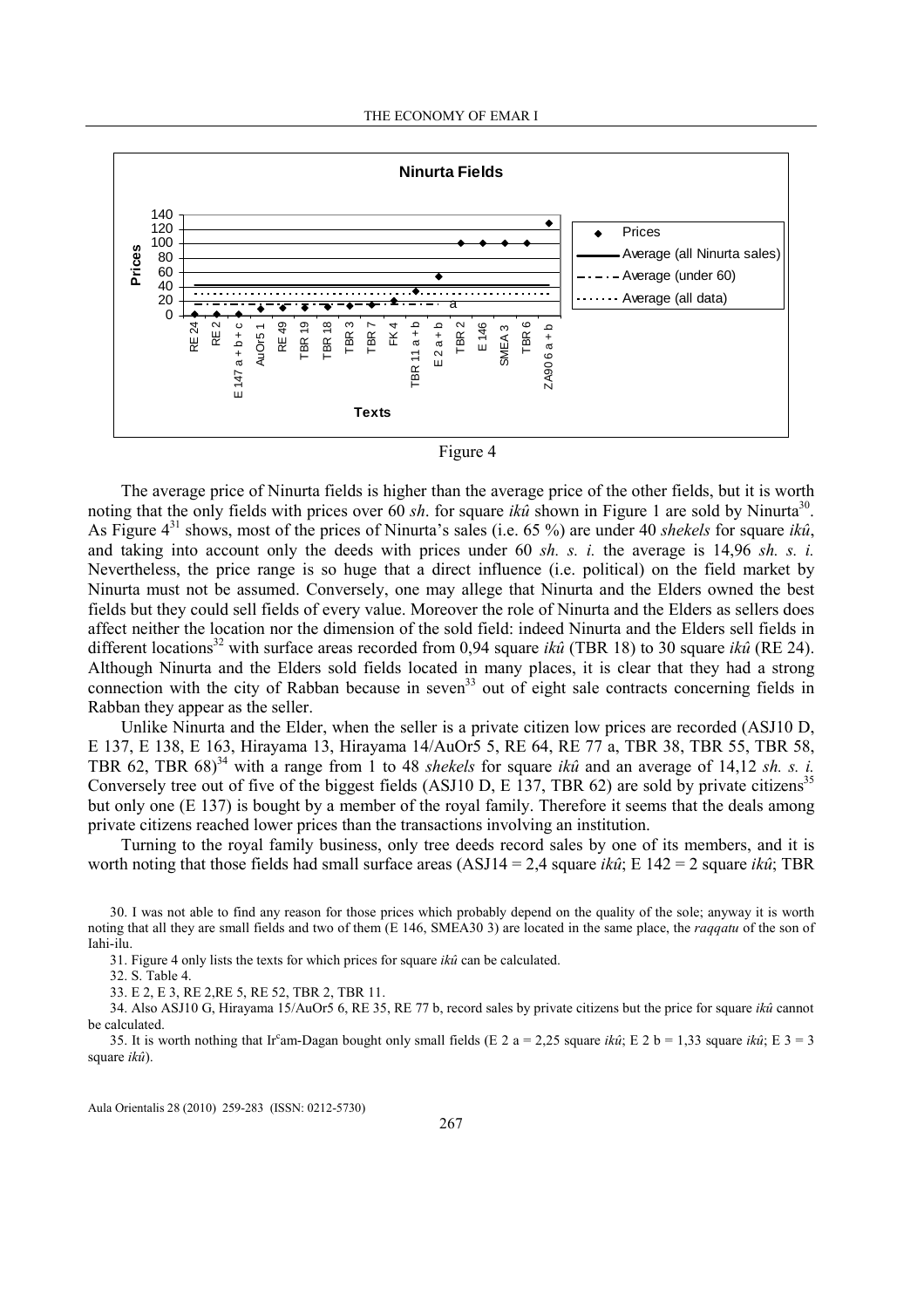Figure 4

The average price of Ninurta fields is higher than the average price of the other fields, but it is worth noting that the only fields with prices over 60 *sh*. for square *ikû* shown in Figure 1 are sold by Ninurta[30]. As Figure 4[31] shows, most of the prices of Ninurta's sales (i.e. 65 %) are under 40 *shekels* for square *ikû*, and taking into account only the deeds with prices under 60 *sh. s. i.* the average is 14,96 *sh. s. i.* Nevertheless, the price range is so huge that a direct influence (i.e. political) on the field market by Ninurta must not be assumed. Conversely, one may allege that Ninurta and the Elders owned the best fields but they could sell fields of every value. Moreover the role of Ninurta and the Elders as sellers does affect neither the location nor the dimension of the sold field: indeed Ninurta and the Elders sell fields in different locations[32] with surface areas recorded from 0,94 square *ikû* (TBR 18) to 30 square *ikû* (RE 24). Although Ninurta and the Elders sold fields located in many places, it is clear that they had a strong connection with the city of Rabban because in seven[33] out of eight sale contracts concerning fields in Rabban they appear as the seller.

Unlike Ninurta and the Elder, when the seller is a private citizen low prices are recorded (ASJ10 D, E 137, E 138, E 163, Hirayama 13, Hirayama 14/AuOr5 5, RE 64, RE 77 a, TBR 38, TBR 55, TBR 58, TBR 62, TBR 68)[34] with a range from 1 to 48 *shekels* for square *ikû* and an average of 14,12 *sh. s. i.* Conversely tree out of five of the biggest fields (ASJ10 D, E 137, TBR 62) are sold by private citizens[35] but only one (E 137) is bought by a member of the royal family. Therefore it seems that the deals among private citizens reached lower prices than the transactions involving an institution.

Turning to the royal family business, only tree deeds record sales by one of its members, and it is worth noting that those fields had small surface areas (ASJ14 = 2,4 square *ikû*; E 142 = 2 square *ikû*; TBR

30. I was not able to find any reason for those prices which probably depend on the quality of the sole; anyway it is worth noting that all they are small fields and two of them (E 146, SMEA30 3) are located in the same place, the *raqqatu* of the son of Iahi-ilu.

31. Figure 4 only lists the texts for which prices for square *ikû* can be calculated.

32. S. Table 4.

33. E 2, E 3, RE 2,RE 5, RE 52, TBR 2, TBR 11.

34. Also ASJ10 G, Hirayama 15/AuOr5 6, RE 35, RE 77 b, record sales by private citizens but the price for square *ikû* cannot be calculated.

35. It is worth nothing that Irᶜam-Dagan bought only small fields (E 2 a = 2,25 square *ikû*; E 2 b = 1,33 square *ikû*; E 3 = 3 square *ikû*).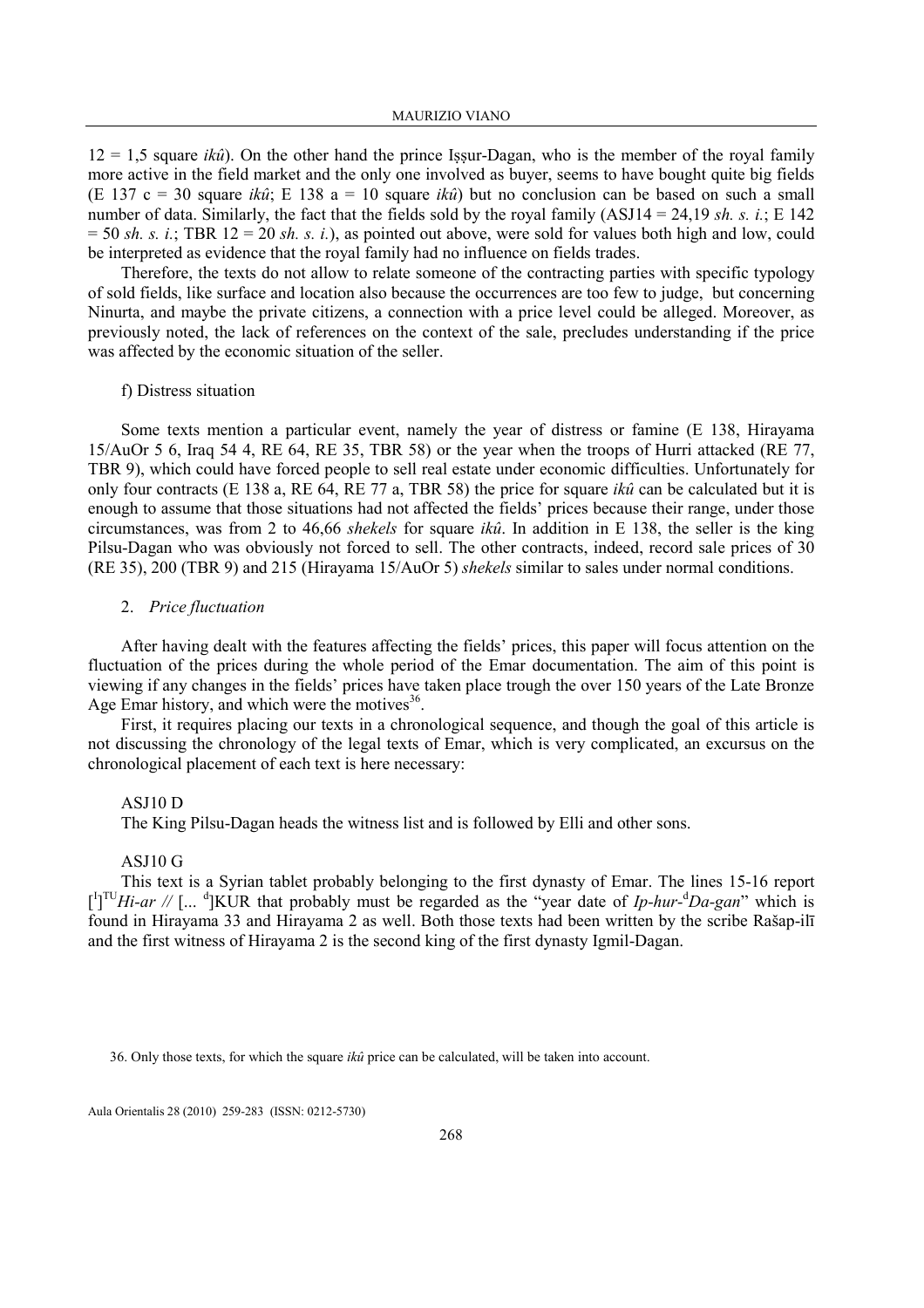12 = 1,5 square *ikû*). On the other hand the prince Iṣṣur-Dagan, who is the member of the royal family more active in the field market and the only one involved as buyer, seems to have bought quite big fields (E 137 c = 30 square *ikû*; E 138 a = 10 square *ikû*) but no conclusion can be based on such a small number of data. Similarly, the fact that the fields sold by the royal family (ASJ14 = 24,19 *sh. s. i.*; E 142 = 50 *sh. s. i.*; TBR 12 = 20 *sh. s. i.*), as pointed out above, were sold for values both high and low, could be interpreted as evidence that the royal family had no influence on fields trades.

Therefore, the texts do not allow to relate someone of the contracting parties with specific typology of sold fields, like surface and location also because the occurrences are too few to judge, but concerning Ninurta, and maybe the private citizens, a connection with a price level could be alleged. Moreover, as previously noted, the lack of references on the context of the sale, precludes understanding if the price was affected by the economic situation of the seller.

f) Distress situation

Some texts mention a particular event, namely the year of distress or famine (E 138, Hirayama 15/AuOr 5 6, Iraq 54 4, RE 64, RE 35, TBR 58) or the year when the troops of Hurri attacked (RE 77, TBR 9), which could have forced people to sell real estate under economic difficulties. Unfortunately for only four contracts (E 138 a, RE 64, RE 77 a, TBR 58) the price for square *ikû* can be calculated but it is enough to assume that those situations had not affected the fields' prices because their range, under those circumstances, was from 2 to 46,66 *shekels* for square *ikû*. In addition in E 138, the seller is the king Pilsu-Dagan who was obviously not forced to sell. The other contracts, indeed, record sale prices of 30 (RE 35), 200 (TBR 9) and 215 (Hirayama 15/AuOr 5) *shekels* similar to sales under normal conditions.

2. *Price fluctuation*

After having dealt with the features affecting the fields' prices, this paper will focus attention on the fluctuation of the prices during the whole period of the Emar documentation. The aim of this point is viewing if any changes in the fields' prices have taken place trough the over 150 years of the Late Bronze Age Emar history, and which were the motives[36].

First, it requires placing our texts in a chronological sequence, and though the goal of this article is not discussing the chronology of the legal texts of Emar, which is very complicated, an excursus on the chronological placement of each text is here necessary:

ASJ10 D

The King Pilsu-Dagan heads the witness list and is followed by Elli and other sons.

ASJ10 G

This text is a Syrian tablet probably belonging to the first dynasty of Emar. The lines 15-16 report [I]TU*Hi-ar* // [... d]KUR that probably must be regarded as the "year date of *Ip-hur*-d*Da-gan*" which is found in Hirayama 33 and Hirayama 2 as well. Both those texts had been written by the scribe Rašap-ilī and the first witness of Hirayama 2 is the second king of the first dynasty Igmil-Dagan.

36. Only those texts, for which the square *ikû* price can be calculated, will be taken into account.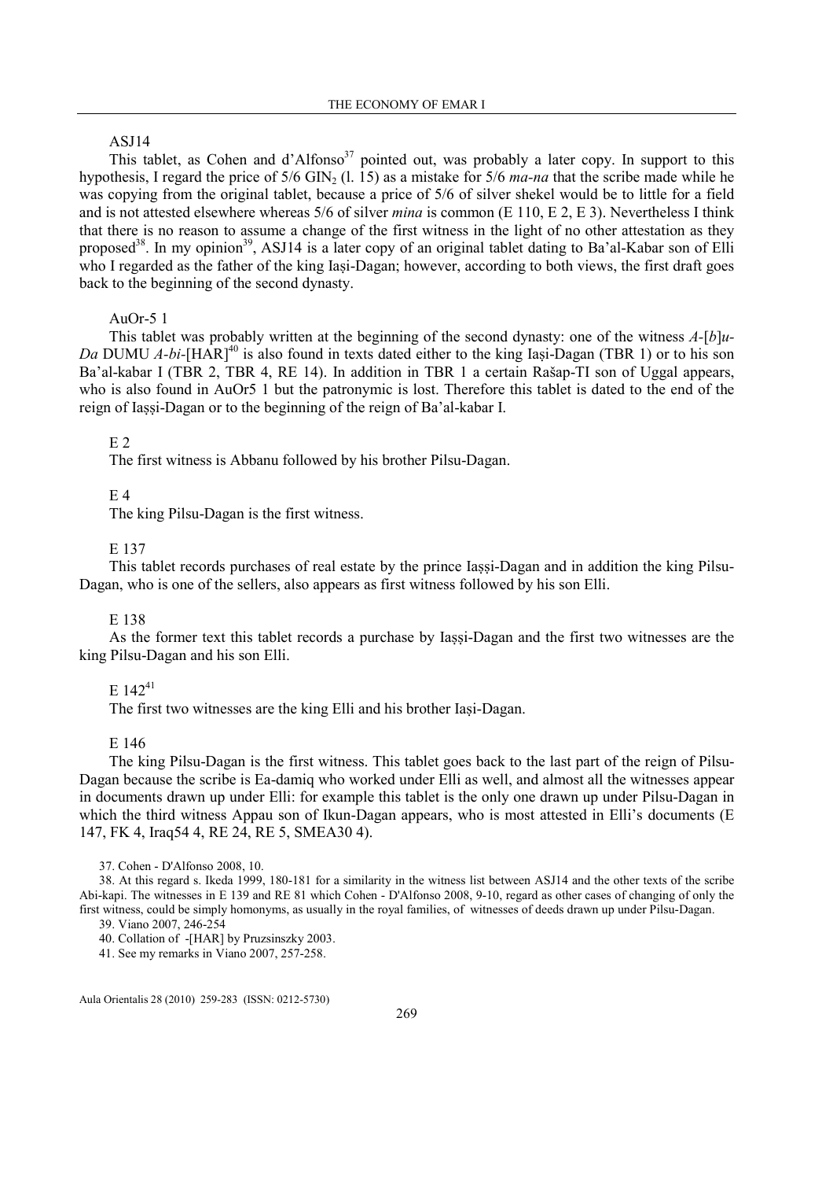ASJ14

This tablet, as Cohen and d'Alfonso[37] pointed out, was probably a later copy. In support to this hypothesis, I regard the price of 5/6 $GIN_2$ (l. 15) as a mistake for 5/6 *ma-na* that the scribe made while he was copying from the original tablet, because a price of 5/6 of silver shekel would be to little for a field and is not attested elsewhere whereas 5/6 of silver *mina* is common (E 110, E 2, E 3). Nevertheless I think that there is no reason to assume a change of the first witness in the light of no other attestation as they proposed[38]. In my opinion[39], ASJ14 is a later copy of an original tablet dating to Ba'al-Kabar son of Elli who I regarded as the father of the king Iaṣi-Dagan; however, according to both views, the first draft goes back to the beginning of the second dynasty.

AuOr-5 1

This tablet was probably written at the beginning of the second dynasty: one of the witness *A*-[*b*]*u-Da* DUMU *A-bi*-[HAR][40] is also found in texts dated either to the king Iaṣi-Dagan (TBR 1) or to his son Ba'al-kabar I (TBR 2, TBR 4, RE 14). In addition in TBR 1 a certain Rašap-TI son of Uggal appears, who is also found in AuOr5 1 but the patronymic is lost. Therefore this tablet is dated to the end of the reign of Iaṣṣi-Dagan or to the beginning of the reign of Ba'al-kabar I.

E 2

The first witness is Abbanu followed by his brother Pilsu-Dagan.

E 4

The king Pilsu-Dagan is the first witness.

E 137

This tablet records purchases of real estate by the prince Iaṣṣi-Dagan and in addition the king Pilsu-Dagan, who is one of the sellers, also appears as first witness followed by his son Elli.

E 138

As the former text this tablet records a purchase by Iaṣṣi-Dagan and the first two witnesses are the king Pilsu-Dagan and his son Elli.

E 142[41]

The first two witnesses are the king Elli and his brother Iaṣi-Dagan.

E 146

The king Pilsu-Dagan is the first witness. This tablet goes back to the last part of the reign of Pilsu-Dagan because the scribe is Ea-damiq who worked under Elli as well, and almost all the witnesses appear in documents drawn up under Elli: for example this tablet is the only one drawn up under Pilsu-Dagan in which the third witness Appau son of Ikun-Dagan appears, who is most attested in Elli's documents (E 147, FK 4, Iraq54 4, RE 24, RE 5, SMEA30 4).

37. Cohen - D'Alfonso 2008, 10.

38. At this regard s. Ikeda 1999, 180-181 for a similarity in the witness list between ASJ14 and the other texts of the scribe Abi-kapi. The witnesses in E 139 and RE 81 which Cohen - D'Alfonso 2008, 9-10, regard as other cases of changing of only the first witness, could be simply homonyms, as usually in the royal families, of witnesses of deeds drawn up under Pilsu-Dagan.

39. Viano 2007, 246-254

40. Collation of -[HAR] by Pruzsinszky 2003.

41. See my remarks in Viano 2007, 257-258.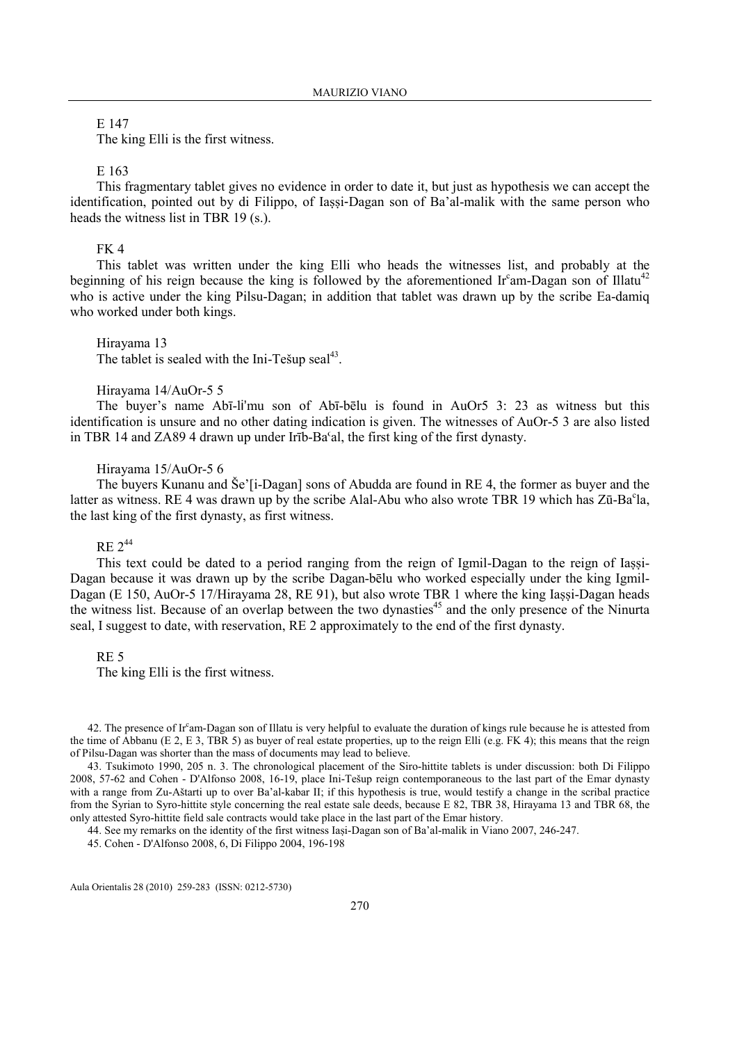E 147

The king Elli is the first witness.

E 163

This fragmentary tablet gives no evidence in order to date it, but just as hypothesis we can accept the identification, pointed out by di Filippo, of Iaṣṣi-Dagan son of Ba'al-malik with the same person who heads the witness list in TBR 19 (s.).

FK 4

This tablet was written under the king Elli who heads the witnesses list, and probably at the beginning of his reign because the king is followed by the aforementioned Irᶜam-Dagan son of Illatu[42] who is active under the king Pilsu-Dagan; in addition that tablet was drawn up by the scribe Ea-damiq who worked under both kings.

Hirayama 13

The tablet is sealed with the Ini-Tešup seal[43].

Hirayama 14/AuOr-5 5

The buyer's name Abī-li'mu son of Abī-bēlu is found in AuOr5 3: 23 as witness but this identification is unsure and no other dating indication is given. The witnesses of AuOr-5 3 are also listed in TBR 14 and ZA89 4 drawn up under Irīb-Baʿal, the first king of the first dynasty.

Hirayama 15/AuOr-5 6

The buyers Kunanu and Še'[i-Dagan] sons of Abudda are found in RE 4, the former as buyer and the latter as witness. RE 4 was drawn up by the scribe Alal-Abu who also wrote TBR 19 which has Zū-Baᶜla, the last king of the first dynasty, as first witness.

RE 2[44]

This text could be dated to a period ranging from the reign of Igmil-Dagan to the reign of Iaṣṣi-Dagan because it was drawn up by the scribe Dagan-bēlu who worked especially under the king Igmil-Dagan (E 150, AuOr-5 17/Hirayama 28, RE 91), but also wrote TBR 1 where the king Iaṣṣi-Dagan heads the witness list. Because of an overlap between the two dynasties[45] and the only presence of the Ninurta seal, I suggest to date, with reservation, RE 2 approximately to the end of the first dynasty.

RE 5

The king Elli is the first witness.

42. The presence of Irᶜam-Dagan son of Illatu is very helpful to evaluate the duration of kings rule because he is attested from the time of Abbanu (E 2, E 3, TBR 5) as buyer of real estate properties, up to the reign Elli (e.g. FK 4); this means that the reign of Pilsu-Dagan was shorter than the mass of documents may lead to believe.

43. Tsukimoto 1990, 205 n. 3. The chronological placement of the Siro-hittite tablets is under discussion: both Di Filippo 2008, 57-62 and Cohen - D'Alfonso 2008, 16-19, place Ini-Tešup reign contemporaneous to the last part of the Emar dynasty with a range from Zu-Aštarti up to over Ba'al-kabar II; if this hypothesis is true, would testify a change in the scribal practice from the Syrian to Syro-hittite style concerning the real estate sale deeds, because E 82, TBR 38, Hirayama 13 and TBR 68, the only attested Syro-hittite field sale contracts would take place in the last part of the Emar history.

44. See my remarks on the identity of the first witness Iaṣi-Dagan son of Ba'al-malik in Viano 2007, 246-247.

45. Cohen - D'Alfonso 2008, 6, Di Filippo 2004, 196-198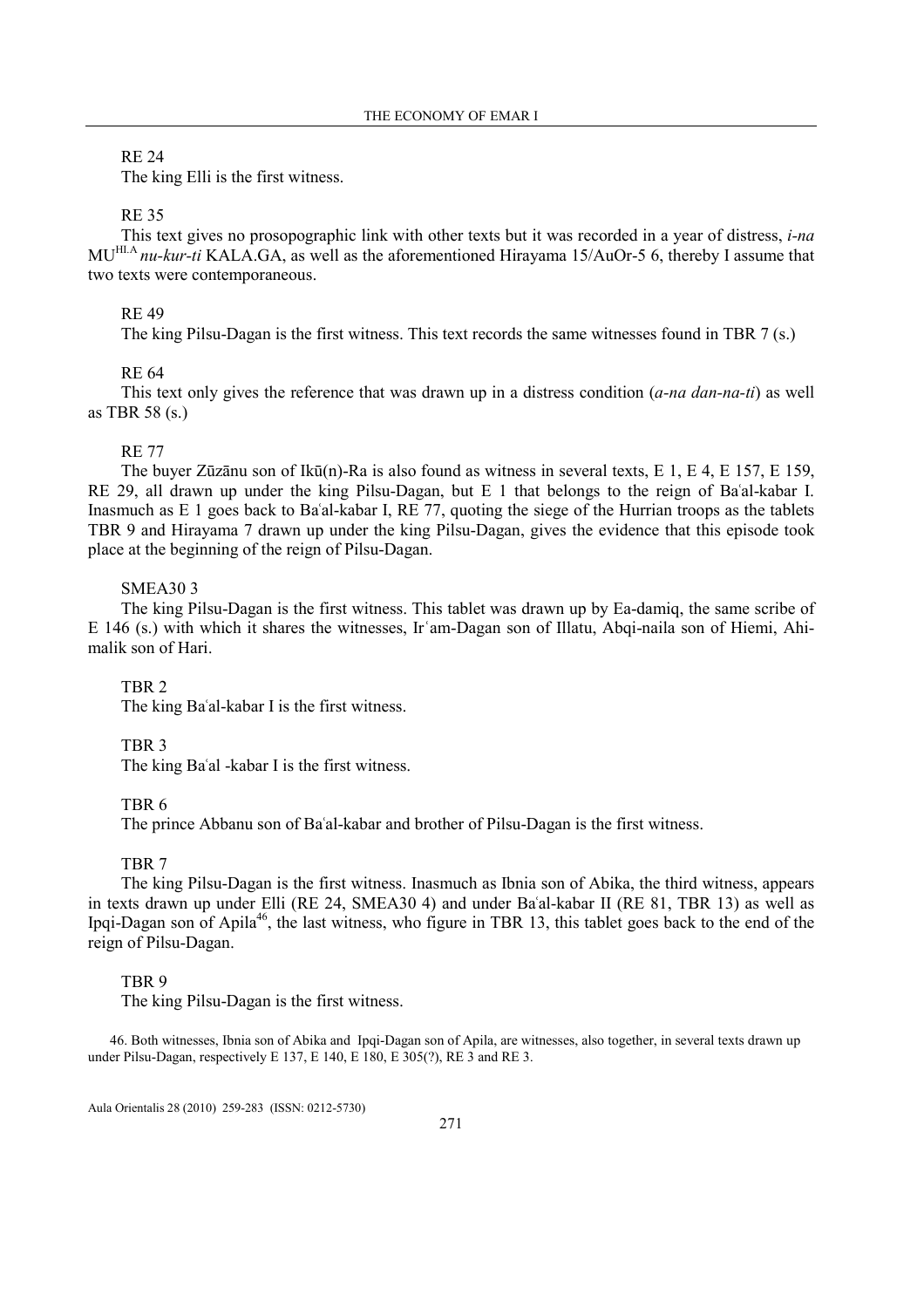RE 24

The king Elli is the first witness.

RE 35

This text gives no prosopographic link with other texts but it was recorded in a year of distress, *i-na* MU[HI.A] *nu-kur-ti* KALA.GA, as well as the aforementioned Hirayama 15/AuOr-5 6, thereby I assume that two texts were contemporaneous.

RE 49

The king Pilsu-Dagan is the first witness. This text records the same witnesses found in TBR 7 (s.)

RE 64

This text only gives the reference that was drawn up in a distress condition (*a-na dan-na-ti*) as well as TBR 58 (s.)

RE 77

The buyer Zūzānu son of Ikū(n)-Ra is also found as witness in several texts, E 1, E 4, E 157, E 159, RE 29, all drawn up under the king Pilsu-Dagan, but E 1 that belongs to the reign of Baʿal-kabar I. Inasmuch as E 1 goes back to Baʿal-kabar I, RE 77, quoting the siege of the Hurrian troops as the tablets TBR 9 and Hirayama 7 drawn up under the king Pilsu-Dagan, gives the evidence that this episode took place at the beginning of the reign of Pilsu-Dagan.

SMEA30 3

The king Pilsu-Dagan is the first witness. This tablet was drawn up by Ea-damiq, the same scribe of E 146 (s.) with which it shares the witnesses, Irʾam-Dagan son of Illatu, Abqi-naila son of Hiemi, Ahi-malik son of Hari.

TBR 2

The king Baʿal-kabar I is the first witness.

TBR 3

The king Baʿal -kabar I is the first witness.

TBR 6

The prince Abbanu son of Baʿal-kabar and brother of Pilsu-Dagan is the first witness.

TBR 7

The king Pilsu-Dagan is the first witness. Inasmuch as Ibnia son of Abika, the third witness, appears in texts drawn up under Elli (RE 24, SMEA30 4) and under Baʿal-kabar II (RE 81, TBR 13) as well as Ipqi-Dagan son of Apila[46], the last witness, who figure in TBR 13, this tablet goes back to the end of the reign of Pilsu-Dagan.

TBR 9

The king Pilsu-Dagan is the first witness.

46. Both witnesses, Ibnia son of Abika and Ipqi-Dagan son of Apila, are witnesses, also together, in several texts drawn up under Pilsu-Dagan, respectively E 137, E 140, E 180, E 305(?), RE 3 and RE 3.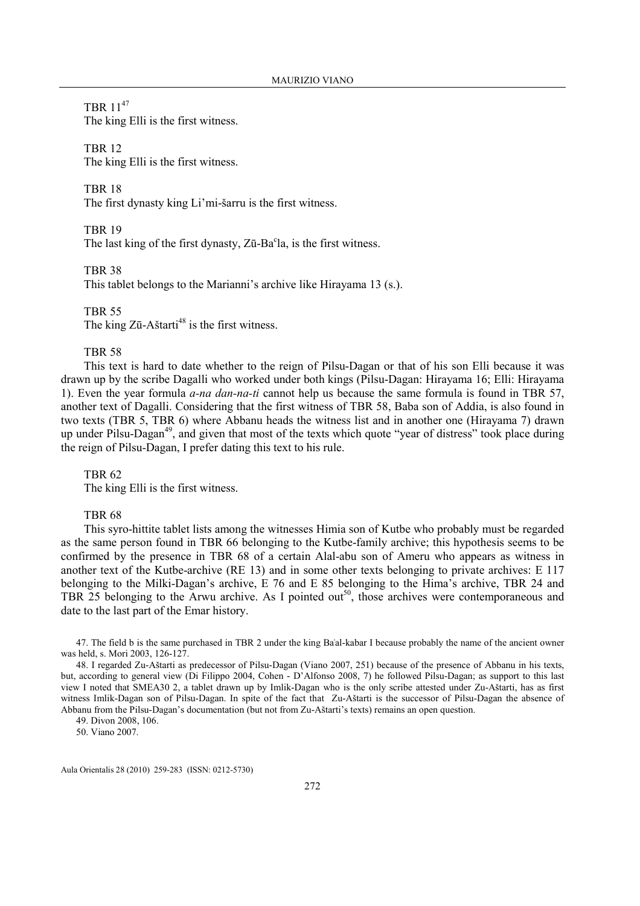TBR 11[47]
The king Elli is the first witness.

TBR 12
The king Elli is the first witness.

TBR 18
The first dynasty king Li'mi-šarru is the first witness.

TBR 19
The last king of the first dynasty, Zū-Baʿla, is the first witness.

TBR 38
This tablet belongs to the Marianni's archive like Hirayama 13 (s.).

TBR 55
The king Zū-Aštarti[48] is the first witness.

TBR 58

This text is hard to date whether to the reign of Pilsu-Dagan or that of his son Elli because it was drawn up by the scribe Dagalli who worked under both kings (Pilsu-Dagan: Hirayama 16; Elli: Hirayama 1). Even the year formula *a-na dan-na-ti* cannot help us because the same formula is found in TBR 57, another text of Dagalli. Considering that the first witness of TBR 58, Baba son of Addia, is also found in two texts (TBR 5, TBR 6) where Abbanu heads the witness list and in another one (Hirayama 7) drawn up under Pilsu-Dagan[49], and given that most of the texts which quote "year of distress" took place during the reign of Pilsu-Dagan, I prefer dating this text to his rule.

TBR 62
The king Elli is the first witness.

TBR 68

This syro-hittite tablet lists among the witnesses Himia son of Kutbe who probably must be regarded as the same person found in TBR 66 belonging to the Kutbe-family archive; this hypothesis seems to be confirmed by the presence in TBR 68 of a certain Alal-abu son of Ameru who appears as witness in another text of the Kutbe-archive (RE 13) and in some other texts belonging to private archives: E 117 belonging to the Milki-Dagan's archive, E 76 and E 85 belonging to the Hima's archive, TBR 24 and TBR 25 belonging to the Arwu archive. As I pointed out[50], those archives were contemporaneous and date to the last part of the Emar history.

47. The field b is the same purchased in TBR 2 under the king Baʾal-kabar I because probably the name of the ancient owner was held, s. Mori 2003, 126-127.

48. I regarded Zu-Aštarti as predecessor of Pilsu-Dagan (Viano 2007, 251) because of the presence of Abbanu in his texts, but, according to general view (Di Filippo 2004, Cohen - D'Alfonso 2008, 7) he followed Pilsu-Dagan; as support to this last view I noted that SMEA30 2, a tablet drawn up by Imlik-Dagan who is the only scribe attested under Zu-Aštarti, has as first witness Imlik-Dagan son of Pilsu-Dagan. In spite of the fact that Zu-Aštarti is the successor of Pilsu-Dagan the absence of Abbanu from the Pilsu-Dagan's documentation (but not from Zu-Aštarti's texts) remains an open question.

49. Divon 2008, 106.

50. Viano 2007.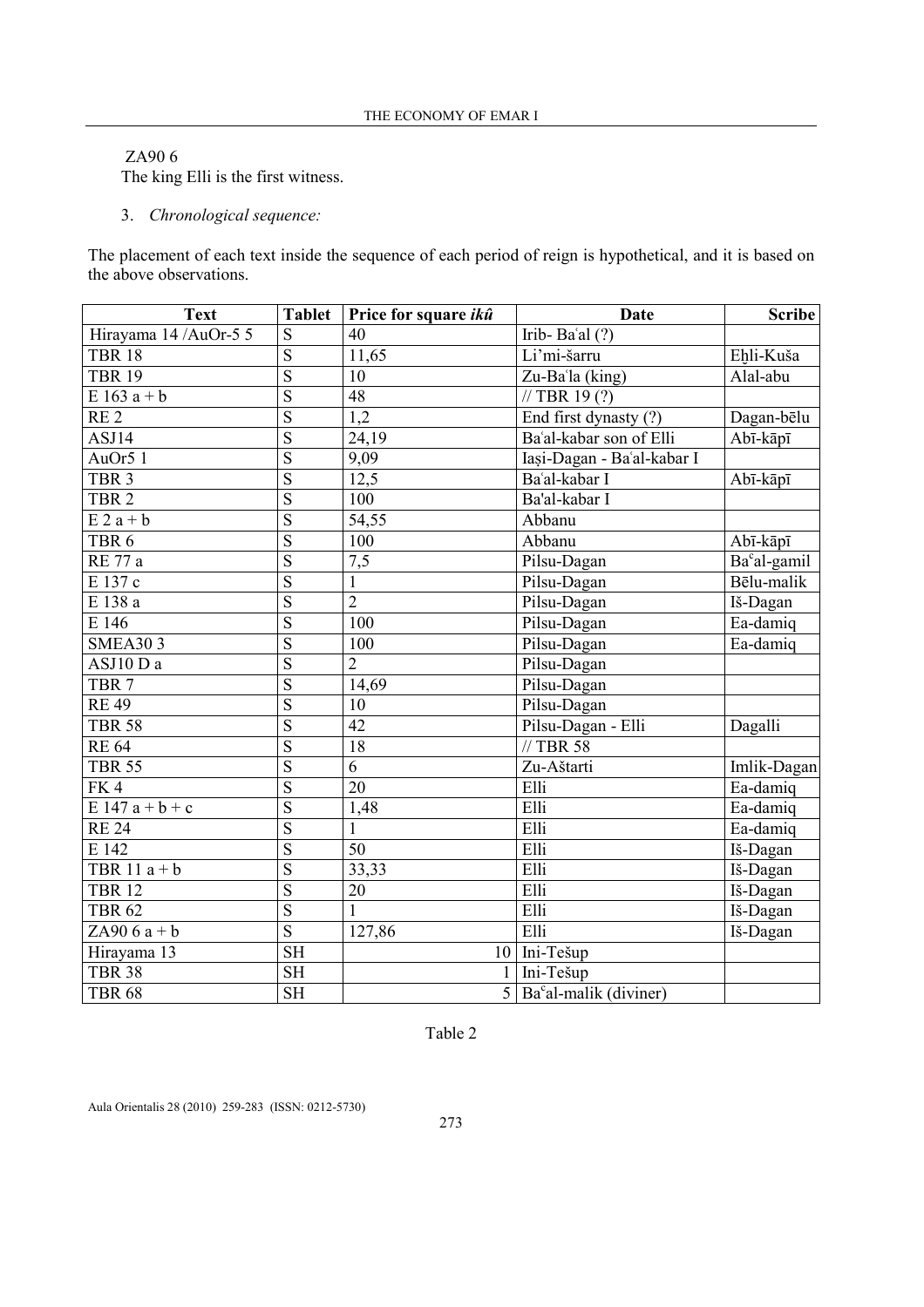ZA90 6

The king Elli is the first witness.

3. *Chronological sequence:*

The placement of each text inside the sequence of each period of reign is hypothetical, and it is based on the above observations.

| Text | Tablet | Price for square *ikû* | Date | Scribe |
|---|---|---|---|---|
| Hirayama 14 /AuOr-5 5 | S | 40 | Irib- Baʿal (?) | |
| TBR 18 | S | 11,65 | Li'mi-šarru | Eḫli-Kuša |
| TBR 19 | S | 10 | Zu-Baʿla (king) | Alal-abu |
| E 163 a + b | S | 48 | // TBR 19 (?) | |
| RE 2 | S | 1,2 | End first dynasty (?) | Dagan-bēlu |
| ASJ14 | S | 24,19 | Baʿal-kabar son of Elli | Abī-kāpī |
| AuOr5 1 | S | 9,09 | Iaṣi-Dagan - Baʿal-kabar I | |
| TBR 3 | S | 12,5 | Baʿal-kabar I | Abī-kāpī |
| TBR 2 | S | 100 | Ba'al-kabar I | |
| E 2 a + b | S | 54,55 | Abbanu | |
| TBR 6 | S | 100 | Abbanu | Abī-kāpī |
| RE 77 a | S | 7,5 | Pilsu-Dagan | Baʿal-gamil |
| E 137 c | S | 1 | Pilsu-Dagan | Bēlu-malik |
| E 138 a | S | 2 | Pilsu-Dagan | Iš-Dagan |
| E 146 | S | 100 | Pilsu-Dagan | Ea-damiq |
| SMEA30 3 | S | 100 | Pilsu-Dagan | Ea-damiq |
| ASJ10 D a | S | 2 | Pilsu-Dagan | |
| TBR 7 | S | 14,69 | Pilsu-Dagan | |
| RE 49 | S | 10 | Pilsu-Dagan | |
| TBR 58 | S | 42 | Pilsu-Dagan - Elli | Dagalli |
| RE 64 | S | 18 | // TBR 58 | |
| TBR 55 | S | 6 | Zu-Aštarti | Imlik-Dagan |
| FK 4 | S | 20 | Elli | Ea-damiq |
| E 147 a + b + c | S | 1,48 | Elli | Ea-damiq |
| RE 24 | S | 1 | Elli | Ea-damiq |
| E 142 | S | 50 | Elli | Iš-Dagan |
| TBR 11 a + b | S | 33,33 | Elli | Iš-Dagan |
| TBR 12 | S | 20 | Elli | Iš-Dagan |
| TBR 62 | S | 1 | Elli | Iš-Dagan |
| ZA90 6 a + b | S | 127,86 | Elli | Iš-Dagan |
| Hirayama 13 | SH | 10 | Ini-Tešup | |
| TBR 38 | SH | 1 | Ini-Tešup | |
| TBR 68 | SH | 5 | Baʿal-malik (diviner) | |

Table 2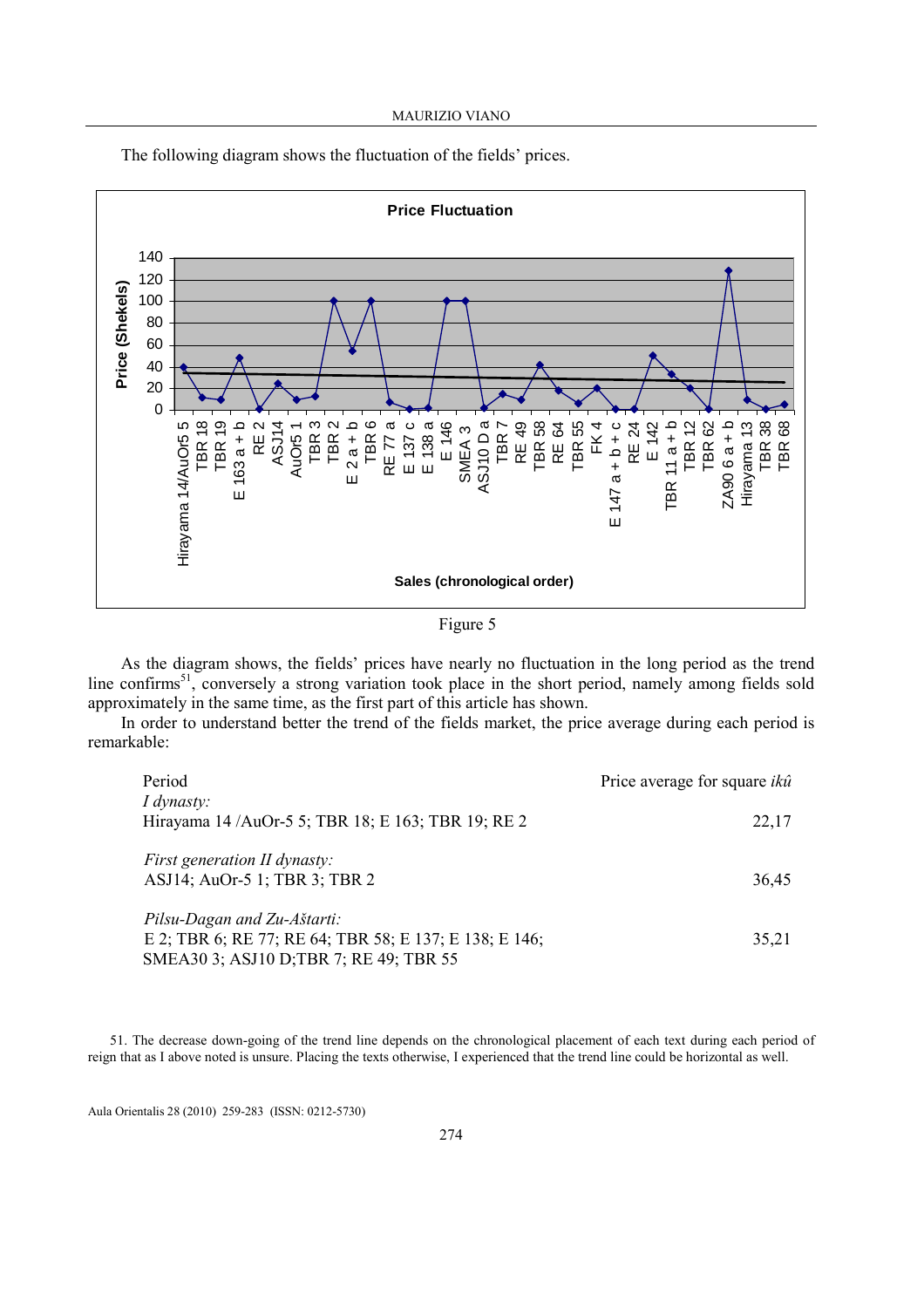The following diagram shows the fluctuation of the fields' prices.

Figure 5

As the diagram shows, the fields' prices have nearly no fluctuation in the long period as the trend line confirms[51], conversely a strong variation took place in the short period, namely among fields sold approximately in the same time, as the first part of this article has shown.

In order to understand better the trend of the fields market, the price average during each period is remarkable:

| Period | Price average for square *ikû* |
|---|---|
| *I dynasty:* | |
| Hirayama 14 /AuOr-5 5; TBR 18; E 163; TBR 19; RE 2 | 22,17 |
| *First generation II dynasty:* | |
| ASJ14; AuOr-5 1; TBR 3; TBR 2 | 36,45 |
| *Pilsu-Dagan and Zu-Aštarti:* | |
| E 2; TBR 6; RE 77; RE 64; TBR 58; E 137; E 138; E 146; SMEA30 3; ASJ10 D;TBR 7; RE 49; TBR 55 | 35,21 |

51. The decrease down-going of the trend line depends on the chronological placement of each text during each period of reign that as I above noted is unsure. Placing the texts otherwise, I experienced that the trend line could be horizontal as well.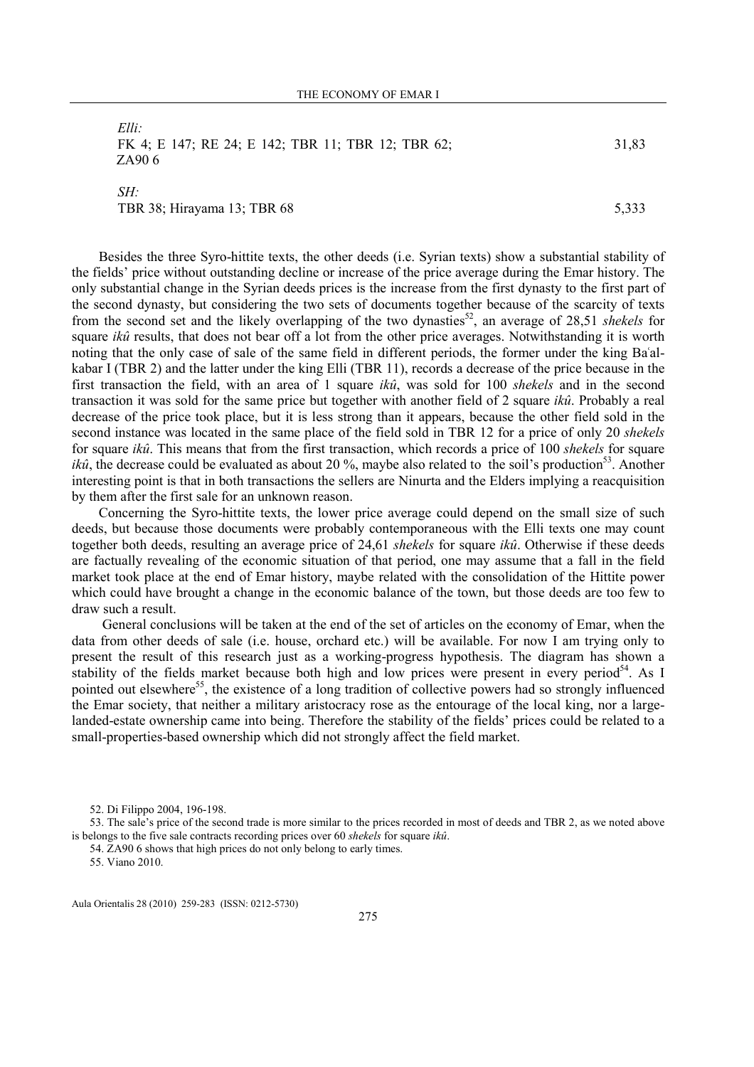| | |
|---|---|
| *Elli:*<br>FK 4; E 147; RE 24; E 142; TBR 11; TBR 12; TBR 62; ZA90 6 | 31,83 |
| *SH:*<br>TBR 38; Hirayama 13; TBR 68 | 5,333 |

Besides the three Syro-hittite texts, the other deeds (i.e. Syrian texts) show a substantial stability of the fields' price without outstanding decline or increase of the price average during the Emar history. The only substantial change in the Syrian deeds prices is the increase from the first dynasty to the first part of the second dynasty, but considering the two sets of documents together because of the scarcity of texts from the second set and the likely overlapping of the two dynasties[52], an average of 28,51 *shekels* for square *ikû* results, that does not bear off a lot from the other price averages. Notwithstanding it is worth noting that the only case of sale of the same field in different periods, the former under the king Baʿal-kabar I (TBR 2) and the latter under the king Elli (TBR 11), records a decrease of the price because in the first transaction the field, with an area of 1 square *ikû*, was sold for 100 *shekels* and in the second transaction it was sold for the same price but together with another field of 2 square *ikû*. Probably a real decrease of the price took place, but it is less strong than it appears, because the other field sold in the second instance was located in the same place of the field sold in TBR 12 for a price of only 20 *shekels* for square *ikû*. This means that from the first transaction, which records a price of 100 *shekels* for square *ikû*, the decrease could be evaluated as about 20 %, maybe also related to the soil's production[53]. Another interesting point is that in both transactions the sellers are Ninurta and the Elders implying a reacquisition by them after the first sale for an unknown reason.

Concerning the Syro-hittite texts, the lower price average could depend on the small size of such deeds, but because those documents were probably contemporaneous with the Elli texts one may count together both deeds, resulting an average price of 24,61 *shekels* for square *ikû*. Otherwise if these deeds are factually revealing of the economic situation of that period, one may assume that a fall in the field market took place at the end of Emar history, maybe related with the consolidation of the Hittite power which could have brought a change in the economic balance of the town, but those deeds are too few to draw such a result.

General conclusions will be taken at the end of the set of articles on the economy of Emar, when the data from other deeds of sale (i.e. house, orchard etc.) will be available. For now I am trying only to present the result of this research just as a working-progress hypothesis. The diagram has shown a stability of the fields market because both high and low prices were present in every period[54]. As I pointed out elsewhere[55], the existence of a long tradition of collective powers had so strongly influenced the Emar society, that neither a military aristocracy rose as the entourage of the local king, nor a large-landed-estate ownership came into being. Therefore the stability of the fields' prices could be related to a small-properties-based ownership which did not strongly affect the field market.

52. Di Filippo 2004, 196-198.

53. The sale's price of the second trade is more similar to the prices recorded in most of deeds and TBR 2, as we noted above is belongs to the five sale contracts recording prices over 60 *shekels* for square *ikû*.

54. ZA90 6 shows that high prices do not only belong to early times.

55. Viano 2010.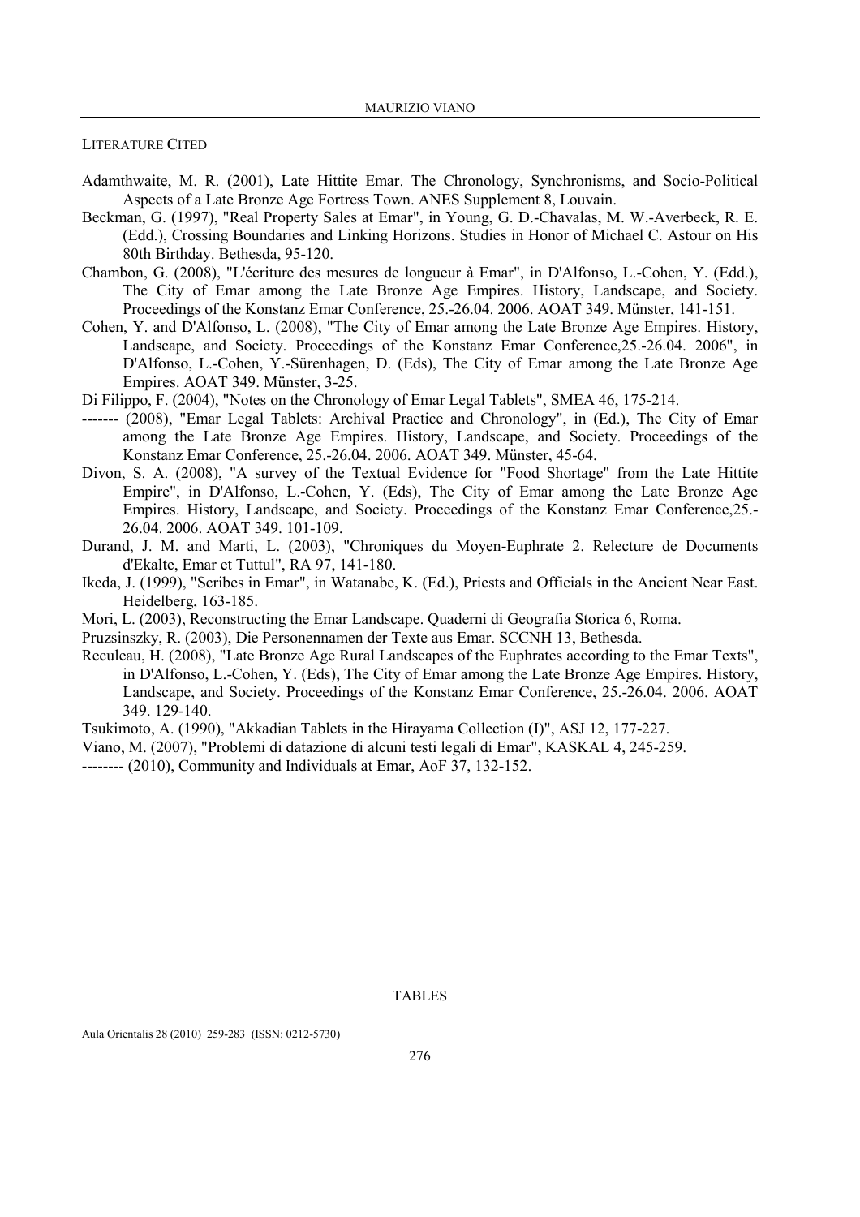## Literature Cited

Adamthwaite, M. R. (2001), Late Hittite Emar. The Chronology, Synchronisms, and Socio-Political Aspects of a Late Bronze Age Fortress Town. ANES Supplement 8, Louvain.

Beckman, G. (1997), "Real Property Sales at Emar", in Young, G. D.-Chavalas, M. W.-Averbeck, R. E. (Edd.), Crossing Boundaries and Linking Horizons. Studies in Honor of Michael C. Astour on His 80th Birthday. Bethesda, 95-120.

Chambon, G. (2008), "L'écriture des mesures de longueur à Emar", in D'Alfonso, L.-Cohen, Y. (Edd.), The City of Emar among the Late Bronze Age Empires. History, Landscape, and Society. Proceedings of the Konstanz Emar Conference, 25.-26.04. 2006. AOAT 349. Münster, 141-151.

Cohen, Y. and D'Alfonso, L. (2008), "The City of Emar among the Late Bronze Age Empires. History, Landscape, and Society. Proceedings of the Konstanz Emar Conference,25.-26.04. 2006", in D'Alfonso, L.-Cohen, Y.-Sürenhagen, D. (Eds), The City of Emar among the Late Bronze Age Empires. AOAT 349. Münster, 3-25.

Di Filippo, F. (2004), "Notes on the Chronology of Emar Legal Tablets", SMEA 46, 175-214.

------- (2008), "Emar Legal Tablets: Archival Practice and Chronology", in (Ed.), The City of Emar among the Late Bronze Age Empires. History, Landscape, and Society. Proceedings of the Konstanz Emar Conference, 25.-26.04. 2006. AOAT 349. Münster, 45-64.

Divon, S. A. (2008), "A survey of the Textual Evidence for "Food Shortage" from the Late Hittite Empire", in D'Alfonso, L.-Cohen, Y. (Eds), The City of Emar among the Late Bronze Age Empires. History, Landscape, and Society. Proceedings of the Konstanz Emar Conference,25.-26.04. 2006. AOAT 349. 101-109.

Durand, J. M. and Marti, L. (2003), "Chroniques du Moyen-Euphrate 2. Relecture de Documents d'Ekalte, Emar et Tuttul", RA 97, 141-180.

Ikeda, J. (1999), "Scribes in Emar", in Watanabe, K. (Ed.), Priests and Officials in the Ancient Near East. Heidelberg, 163-185.

Mori, L. (2003), Reconstructing the Emar Landscape. Quaderni di Geografia Storica 6, Roma.

Pruzsinszky, R. (2003), Die Personennamen der Texte aus Emar. SCCNH 13, Bethesda.

Reculeau, H. (2008), "Late Bronze Age Rural Landscapes of the Euphrates according to the Emar Texts", in D'Alfonso, L.-Cohen, Y. (Eds), The City of Emar among the Late Bronze Age Empires. History, Landscape, and Society. Proceedings of the Konstanz Emar Conference, 25.-26.04. 2006. AOAT 349. 129-140.

Tsukimoto, A. (1990), "Akkadian Tablets in the Hirayama Collection (I)", ASJ 12, 177-227.

Viano, M. (2007), "Problemi di datazione di alcuni testi legali di Emar", KASKAL 4, 245-259.

-------- (2010), Community and Individuals at Emar, AoF 37, 132-152.

## Tables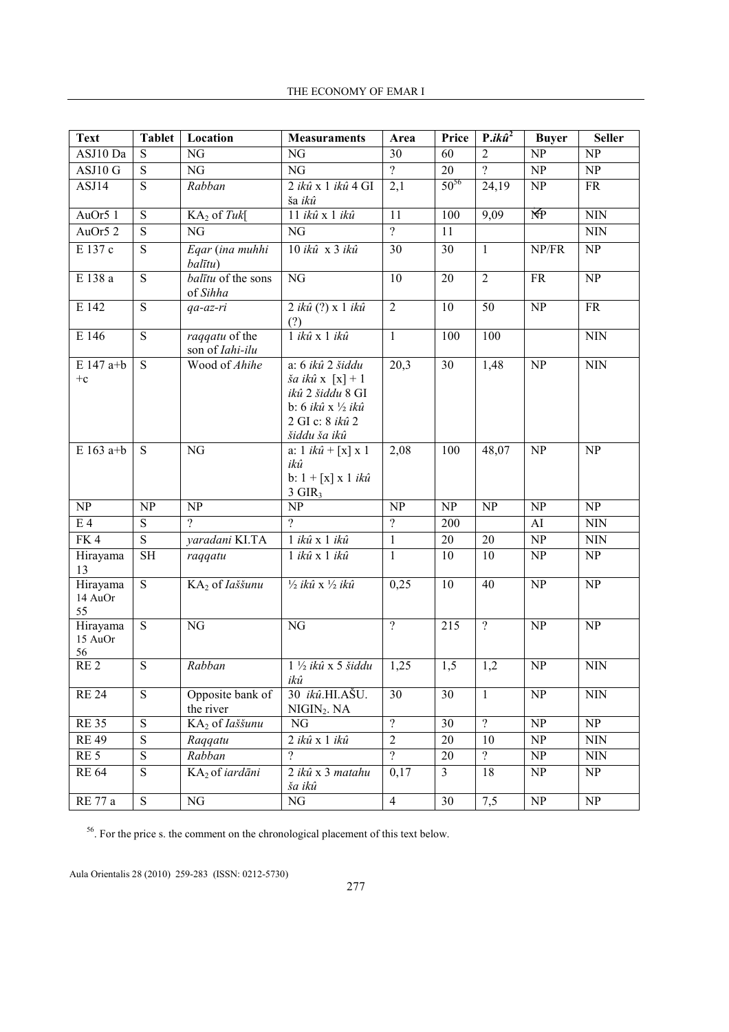| Text | Tablet | Location | Measurements | Area | Price | P.*ikû*[2] | Buyer | Seller |
|---|---|---|---|---|---|---|---|---|
| ASJ10 Da | S | NG | NG | 30 | 60 | 2 | NP | NP |
| ASJ10 G | S | NG | NG | ? | 20 | ? | NP | NP |
| ASJ14 | S | *Rabban* | 2 *ikû* x 1 *ikû* 4 GI ša *ikû* | 2,1 | 50[56] | 24,19 | NP | FR |
| AuOr5 1 | S | $KA_2$ of *Tuk*[ | 11 *ikû* x 1 *ikû* | 11 | 100 | 9,09 | NP | NIN |
| AuOr5 2 | S | NG | NG | ? | 11 | | | NIN |
| E 137 c | S | *Eqar* (*ina muhhi balītu*) | 10 *ikû* x 3 *ikû* | 30 | 30 | 1 | NP/FR | NP |
| E 138 a | S | *balītu* of the sons of *Sihha* | NG | 10 | 20 | 2 | FR | NP |
| E 142 | S | *qa-az-ri* | 2 *ikû* (?) x 1 *ikû* (?) | 2 | 10 | 50 | NP | FR |
| E 146 | S | *raqqatu* of the son of *Iahi-ilu* | 1 *ikû* x 1 *ikû* | 1 | 100 | 100 | | NIN |
| E 147 a+b +c | S | Wood of *Ahihe* | a: 6 *ikû* 2 *šiddu ša ikû* x [x] + 1 *ikû* 2 *šiddu* 8 GI b: 6 *ikû* x ½ *ikû* 2 GI c: 8 *ikû* 2 *šiddu ša ikû* | 20,3 | 30 | 1,48 | NP | NIN |
| E 163 a+b | S | NG | a: 1 *ikû* + [x] x 1 *ikû* b: 1 + [x] x 1 *ikû* 3 $GIR_3$ | 2,08 | 100 | 48,07 | NP | NP |
| NP | NP | NP | NP | NP | NP | NP | NP | NP |
| E 4 | S | ? | ? | ? | 200 | | AI | NIN |
| FK 4 | S | *yaradani* KI.TA | 1 *ikû* x 1 *ikû* | 1 | 20 | 20 | NP | NIN |
| Hirayama 13 | SH | *raqqatu* | 1 *ikû* x 1 *ikû* | 1 | 10 | 10 | NP | NP |
| Hirayama 14 AuOr 55 | S | $KA_2$ of *Iaššunu* | ½ *ikû* x ½ *ikû* | 0,25 | 10 | 40 | NP | NP |
| Hirayama 15 AuOr 56 | S | NG | NG | ? | 215 | ? | NP | NP |
| RE 2 | S | *Rabban* | 1 ½ *ikû* x 5 *šiddu ikû* | 1,25 | 1,5 | 1,2 | NP | NIN |
| RE 24 | S | Opposite bank of the river | 30 *ikû*.HI.AŠU. $NIGIN_2$. NA | 30 | 30 | 1 | NP | NIN |
| RE 35 | S | $KA_2$ of *Iaššunu* | NG | ? | 30 | ? | NP | NP |
| RE 49 | S | *Raqqatu* | 2 *ikû* x 1 *ikû* | 2 | 20 | 10 | NP | NIN |
| RE 5 | S | *Rabban* | ? | ? | 20 | ? | NP | NIN |
| RE 64 | S | $KA_2$ of *iardāni* | 2 *ikû* x 3 *matahu ša ikû* | 0,17 | 3 | 18 | NP | NP |
| RE 77 a | S | NG | NG | 4 | 30 | 7,5 | NP | NP |

[56]. For the price s. the comment on the chronological placement of this text below.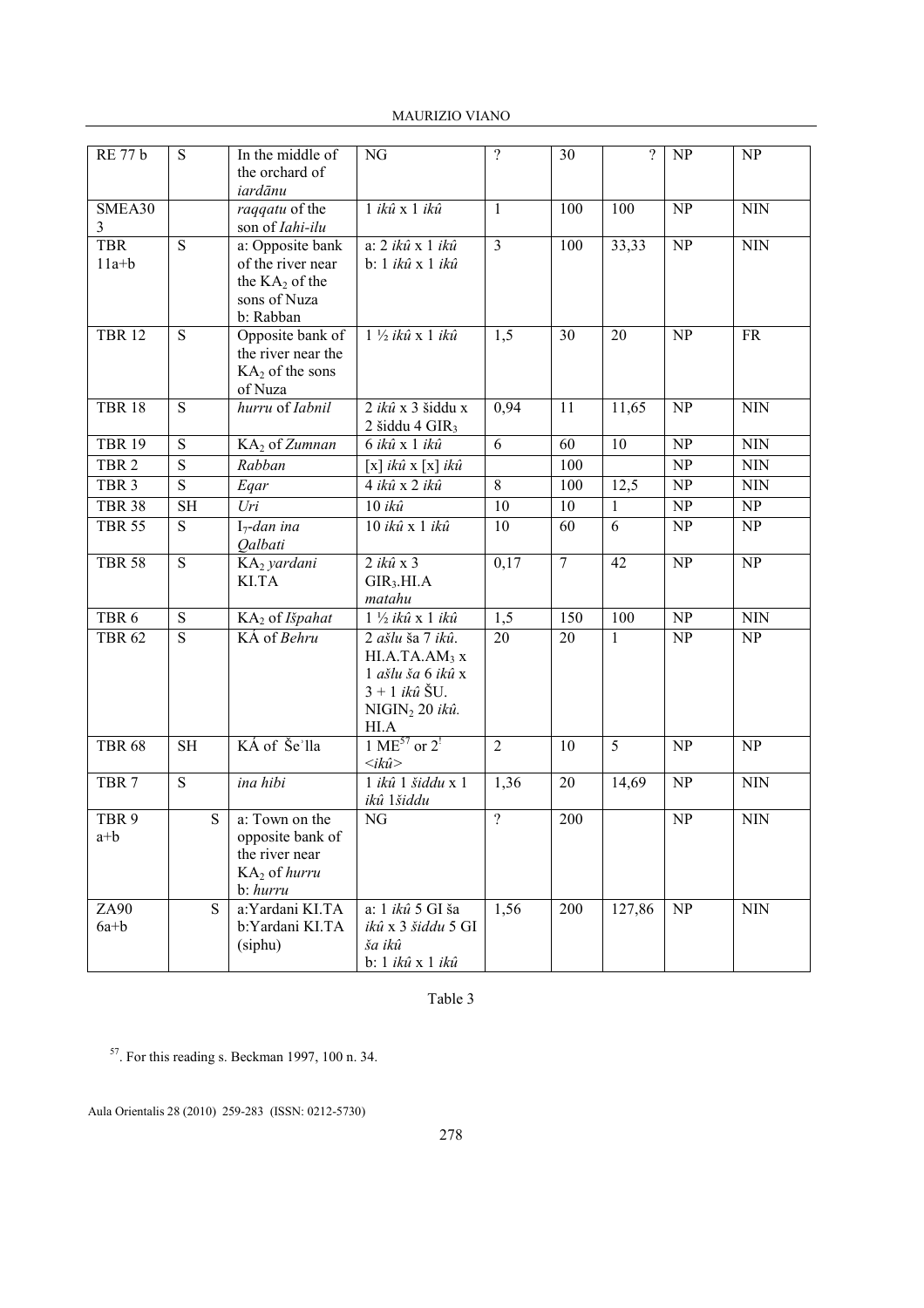| RE 77 b | S | In the middle of the orchard of *iardānu* | NG | ? | 30 | ? | NP | NP |
|---|---|---|---|---|---|---|---|---|
| SMEA30 3 | | *raqqatu* of the son of *Iahi-ilu* | 1 *ikû* x 1 *ikû* | 1 | 100 | 100 | NP | NIN |
| TBR 11a+b | S | a: Opposite bank of the river near the $KA_2$ of the sons of Nuza b: Rabban | a: 2 *ikû* x 1 *ikû* b: 1 *ikû* x 1 *ikû* | 3 | 100 | 33,33 | NP | NIN |
| TBR 12 | S | Opposite bank of the river near the $KA_2$ of the sons of Nuza | 1 ½ *ikû* x 1 *ikû* | 1,5 | 30 | 20 | NP | FR |
| TBR 18 | S | *hurru* of *Iabnil* | 2 *ikû* x 3 šiddu x 2 šiddu 4 $GIR_3$ | 0,94 | 11 | 11,65 | NP | NIN |
| TBR 19 | S | $KA_2$ of *Zumnan* | 6 *ikû* x 1 *ikû* | 6 | 60 | 10 | NP | NIN |
| TBR 2 | S | *Rabban* | [x] *ikû* x [x] *ikû* | | 100 | | NP | NIN |
| TBR 3 | S | *Eqar* | 4 *ikû* x 2 *ikû* | 8 | 100 | 12,5 | NP | NIN |
| TBR 38 | SH | *Uri* | 10 *ikû* | 10 | 10 | 1 | NP | NP |
| TBR 55 | S | $I_7$-*dan ina Qalbati* | 10 *ikû* x 1 *ikû* | 10 | 60 | 6 | NP | NP |
| TBR 58 | S | $KA_2$ *yardani* KI.TA | 2 *ikû* x 3 $GIR_3$.HI.A *matahu* | 0,17 | 7 | 42 | NP | NP |
| TBR 6 | S | $KA_2$ of *Išpahat* | 1 ½ *ikû* x 1 *ikû* | 1,5 | 150 | 100 | NP | NIN |
| TBR 62 | S | KÁ of *Behru* | 2 *ašlu* ša 7 *ikû*. HI.A.TA.$AM_3$ x 1 *ašlu ša* 6 *ikû* x 3 + 1 *ikû* ŠU. $NIGIN_2$ 20 *ikû*. HI.A | 20 | 20 | 1 | NP | NP |
| TBR 68 | SH | KÁ of Šeʾlla | 1 ME[57] or 2[!] <*ikû*> | 2 | 10 | 5 | NP | NP |
| TBR 7 | S | *ina hibi* | 1 *ikû* 1 *šiddu* x 1 *ikû* 1*šiddu* | 1,36 | 20 | 14,69 | NP | NIN |
| TBR 9 a+b | S | a: Town on the opposite bank of the river near $KA_2$ of *hurru* b: *hurru* | NG | ? | 200 | | NP | NIN |
| ZA90 6a+b | S | a:Yardani KI.TA b:Yardani KI.TA (siphu) | a: 1 *ikû* 5 GI ša *ikû* x 3 *šiddu* 5 GI *ša ikû* b: 1 *ikû* x 1 *ikû* | 1,56 | 200 | 127,86 | NP | NIN |

Table 3

[57]. For this reading s. Beckman 1997, 100 n. 34.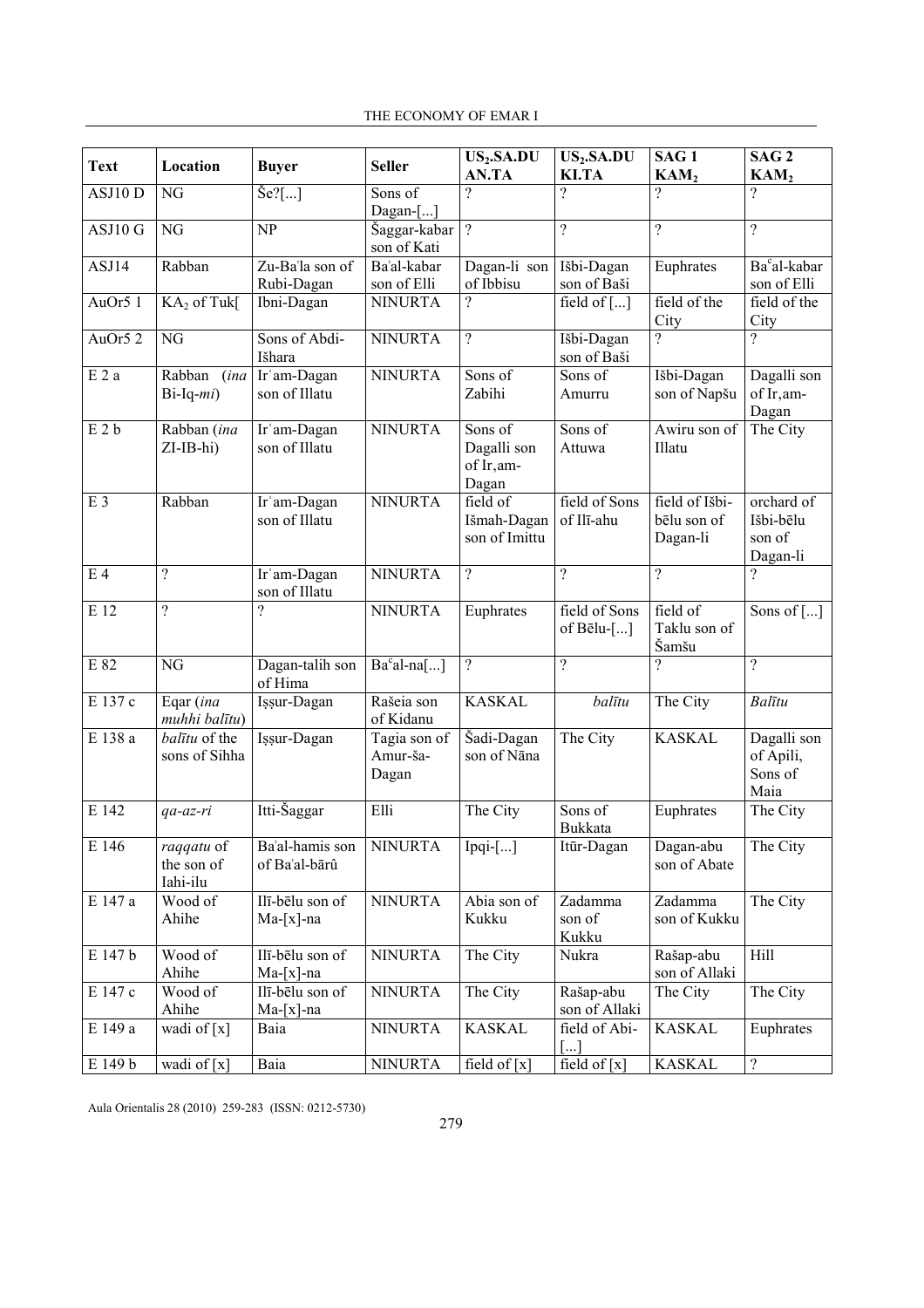| Text | Location | Buyer | Seller | $US_2$.SA.DU AN.TA | $US_2$.SA.DU KI.TA | SAG 1 $KAM_2$ | SAG 2 $KAM_2$ |
|---|---|---|---|---|---|---|---|
| ASJ10 D | NG | Še?[...] | Sons of Dagan-[...] | ? | ? | ? | ? |
| ASJ10 G | NG | NP | Šaggar-kabar son of Kati | ? | ? | ? | ? |
| ASJ14 | Rabban | Zu-Baʿla son of Rubi-Dagan | Baʿal-kabar son of Elli | Dagan-li son of Ibbisu | Išbi-Dagan son of Baši | Euphrates | Baʿal-kabar son of Elli |
| AuOr5 1 | $KA_2$ of Tuk[ | Ibni-Dagan | NINURTA | ? | field of [...] | field of the City | field of the City |
| AuOr5 2 | NG | Sons of Abdi-Išhara | NINURTA | ? | Išbi-Dagan son of Baši | ? | ? |
| E 2 a | Rabban (*ina* Bi-Iq-*mi*) | Irʿam-Dagan son of Illatu | NINURTA | Sons of Zabihi | Sons of Amurru | Išbi-Dagan son of Napšu | Dagalli son of Ir,am-Dagan |
| E 2 b | Rabban (*ina* ZI-IB-hi) | Irʿam-Dagan son of Illatu | NINURTA | Sons of Dagalli son of Ir,am-Dagan | Sons of Attuwa | Awiru son of Illatu | The City |
| E 3 | Rabban | Irʿam-Dagan son of Illatu | NINURTA | field of Išmah-Dagan son of Imittu | field of Sons of Ilī-ahu | field of Išbi-bēlu son of Dagan-li | orchard of Išbi-bēlu son of Dagan-li |
| E 4 | ? | Irʿam-Dagan son of Illatu | NINURTA | ? | ? | ? | ? |
| E 12 | ? | ? | NINURTA | Euphrates | field of Sons of Bēlu-[...] | field of Taklu son of Šamšu | Sons of [...] |
| E 82 | NG | Dagan-talih son of Hima | Baʿal-na[...] | ? | ? | ? | ? |
| E 137 c | Eqar (*ina muhhi balītu*) | Iṣṣur-Dagan | Rašeia son of Kidanu | KASKAL | *balītu* | The City | *Balītu* |
| E 138 a | *balītu* of the sons of Sihha | Iṣṣur-Dagan | Tagia son of Amur-ša-Dagan | Šadi-Dagan son of Nāna | The City | KASKAL | Dagalli son of Apili, Sons of Maia |
| E 142 | *qa-az-ri* | Itti-Šaggar | Elli | The City | Sons of Bukkata | Euphrates | The City |
| E 146 | *raqqatu* of the son of Iahi-ilu | Baʿal-hamis son of Baʿal-bārû | NINURTA | Ipqi-[...] | Itūr-Dagan | Dagan-abu son of Abate | The City |
| E 147 a | Wood of Ahihe | Ilī-bēlu son of Ma-[x]-na | NINURTA | Abia son of Kukku | Zadamma son of Kukku | Zadamma son of Kukku | The City |
| E 147 b | Wood of Ahihe | Ilī-bēlu son of Ma-[x]-na | NINURTA | The City | Nukra | Rašap-abu son of Allaki | Hill |
| E 147 c | Wood of Ahihe | Ilī-bēlu son of Ma-[x]-na | NINURTA | The City | Rašap-abu son of Allaki | The City | The City |
| E 149 a | wadi of [x] | Baia | NINURTA | KASKAL | field of Abi-[...] | KASKAL | Euphrates |
| E 149 b | wadi of [x] | Baia | NINURTA | field of [x] | field of [x] | KASKAL | ? |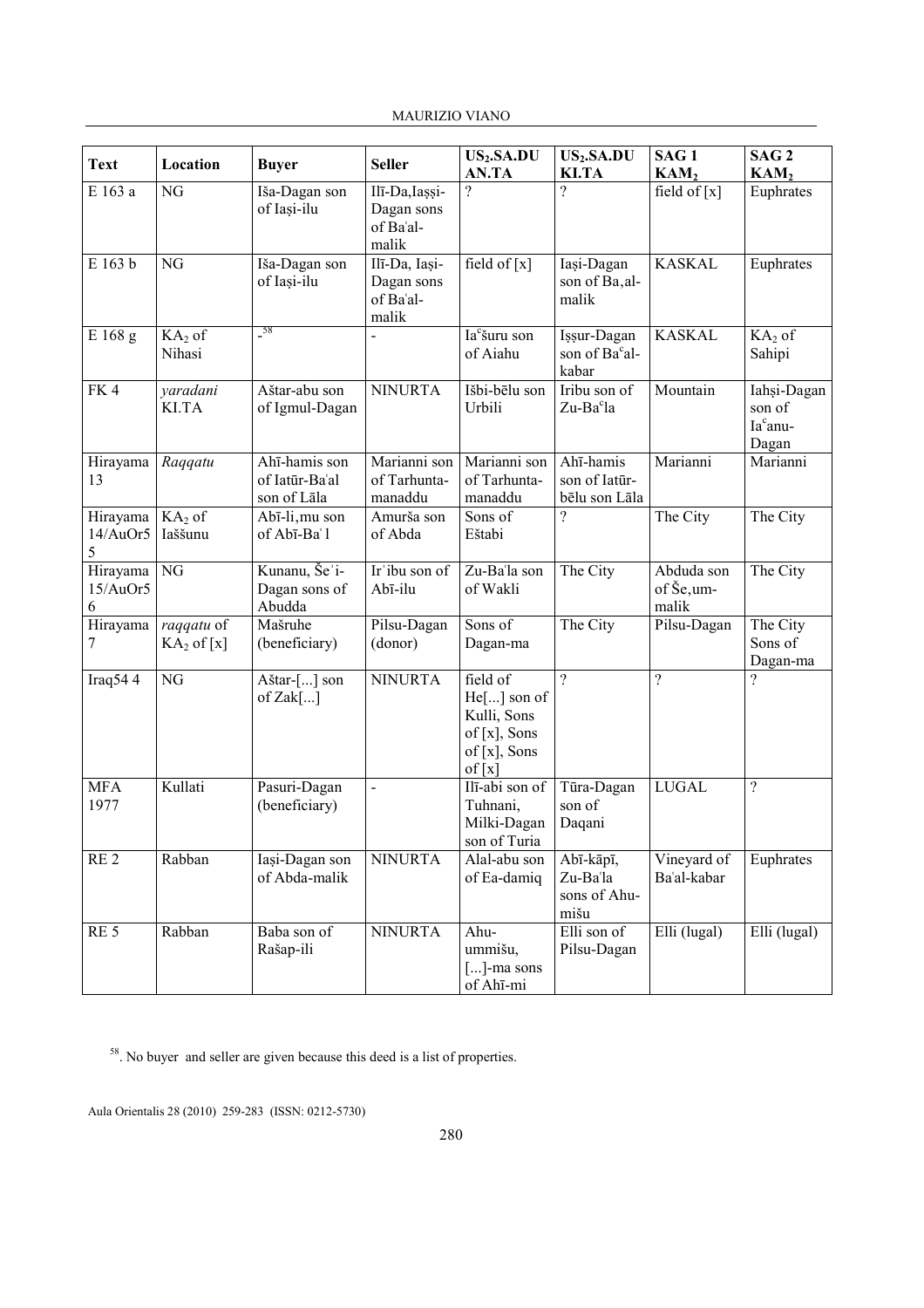| Text | Location | Buyer | Seller | $US_2$.SA.DU AN.TA | $US_2$.SA.DU KI.TA | SAG 1 $KAM_2$ | SAG 2 $KAM_2$ |
|---|---|---|---|---|---|---|---|
| E 163 a | NG | Iša-Dagan son of Iaṣi-ilu | Ilī-Da,Iaṣṣi-Dagan sons of Baʿal-malik | ? | ? | field of [x] | Euphrates |
| E 163 b | NG | Iša-Dagan son of Iaṣi-ilu | Ilī-Da, Iaṣi-Dagan sons of Baʿal-malik | field of [x] | Iaṣi-Dagan son of Ba,al-malik | KASKAL | Euphrates |
| E 168 g | $KA_2$ of Nihasi | -[58] | - | Iaʿšuru son of Aiahu | Iṣṣur-Dagan son of Baʿal-kabar | KASKAL | $KA_2$ of Sahipi |
| FK 4 | *yaradani* KI.TA | Aštar-abu son of Igmul-Dagan | NINURTA | Išbi-bēlu son Urbili | Iribu son of Zu-Baʿla | Mountain | Iahṣi-Dagan son of Iaʿanu-Dagan |
| Hirayama 13 | *Raqqatu* | Ahī-hamis son of Iatūr-Baʿal son of Lāla | Marianni son of Tarhunta-manaddu | Marianni son of Tarhunta-manaddu | Ahī-hamis son of Iatūr-bēlu son Lāla | Marianni | Marianni |
| Hirayama 14/AuOr5 5 | $KA_2$ of Iaššunu | Abī-li,mu son of Abī-Baʿl | Amurša son of Abda | Sons of Eštabi | ? | The City | The City |
| Hirayama 15/AuOr5 6 | NG | Kunanu, Šeʾi-Dagan sons of Abudda | Irʿibu son of Abī-ilu | Zu-Baʿla son of Wakli | The City | Abduda son of Še,um-malik | The City |
| Hirayama 7 | *raqqatu* of $KA_2$ of [x] | Mašruhe (beneficiary) | Pilsu-Dagan (donor) | Sons of Dagan-ma | The City | Pilsu-Dagan | The City Sons of Dagan-ma |
| Iraq54 4 | NG | Aštar-[...] son of Zak[...] | NINURTA | field of He[...] son of Kulli, Sons of [x], Sons of [x], Sons of [x] | ? | ? | ? |
| MFA 1977 | Kullati | Pasuri-Dagan (beneficiary) | - | Ilī-abi son of Tuhnani, Milki-Dagan son of Turia | Tūra-Dagan son of Daqani | LUGAL | ? |
| RE 2 | Rabban | Iaṣi-Dagan son of Abda-malik | NINURTA | Alal-abu son of Ea-damiq | Abī-kāpī, Zu-Baʿla sons of Ahu-mišu | Vineyard of Baʿal-kabar | Euphrates |
| RE 5 | Rabban | Baba son of Rašap-ili | NINURTA | Ahu-ummišu, [...]-ma sons of Ahī-mi | Elli son of Pilsu-Dagan | Elli (lugal) | Elli (lugal) |

[58]. No buyer and seller are given because this deed is a list of properties.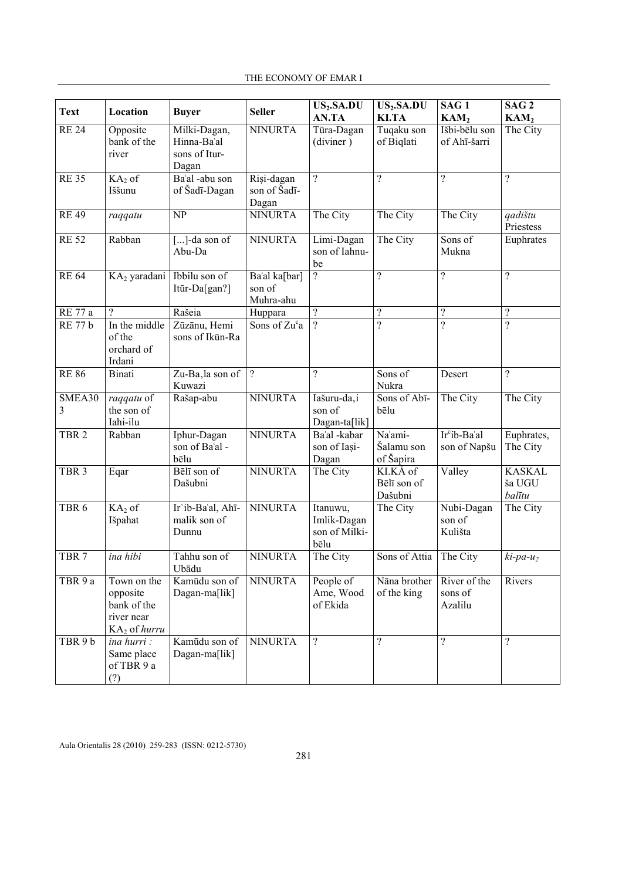| Text | Location | Buyer | Seller | $US_2$.SA.DU AN.TA | $US_2$.SA.DU KI.TA | SAG 1 $KAM_2$ | SAG 2 $KAM_2$ |
|---|---|---|---|---|---|---|---|
| RE 24 | Opposite bank of the river | Milki-Dagan, Hinna-Baʿal sons of Itur-Dagan | NINURTA | Tūra-Dagan (diviner ) | Tuqaku son of Biqlati | Išbi-bēlu son of Ahī-šarri | The City |
| RE 35 | $KA_2$ of Iššunu | Baʿal -abu son of Šadī-Dagan | Riṣi-dagan son of Šadī-Dagan | ? | ? | ? | ? |
| RE 49 | *raqqatu* | NP | NINURTA | The City | The City | The City | *qadištu* Priestess |
| RE 52 | Rabban | [...]-da son of Abu-Da | NINURTA | Limi-Dagan son of Iahnu-be | The City | Sons of Mukna | Euphrates |
| RE 64 | $KA_2$ yaradani | Ibbilu son of Itūr-Da[gan?] | Baʿal ka[bar] son of Muhra-ahu | ? | ? | ? | ? |
| RE 77 a | ? | Rašeia | Huppara | ? | ? | ? | ? |
| RE 77 b | In the middle of the orchard of Irdani | Zūzānu, Hemi sons of Ikūn-Ra | Sons of Zuᶜa | ? | ? | ? | ? |
| RE 86 | Binati | Zu-Ba,la son of Kuwazi | ? | ? | Sons of Nukra | Desert | ? |
| SMEA30 3 | *raqqatu* of the son of Iahi-ilu | Rašap-abu | NINURTA | Iašuru-da,i son of Dagan-ta[lik] | Sons of Abī-bēlu | The City | The City |
| TBR 2 | Rabban | Iphur-Dagan son of Baʿal -bēlu | NINURTA | Baʿal -kabar son of Iaṣi-Dagan | Naʿami-Šalamu son of Šapira | Irᶜib-Baʿal son of Napšu | Euphrates, The City |
| TBR 3 | Eqar | Bēlī son of Dašubni | NINURTA | The City | KI.KÁ of Bēlī son of Dašubni | Valley | KASKAL ša UGU *balītu* |
| TBR 6 | $KA_2$ of Išpahat | Irʿib-Baʿal, Ahī-malik son of Dunnu | NINURTA | Itanuwu, Imlik-Dagan son of Milki-bēlu | The City | Nubi-Dagan son of Kulišta | The City |
| TBR 7 | *ina hibi* | Tahhu son of Ubādu | NINURTA | The City | Sons of Attia | The City | *ki-pa-u₂* |
| TBR 9 a | Town on the opposite bank of the river near $KA_2$ of *hurru* | Kamūdu son of Dagan-ma[lik] | NINURTA | People of Ame, Wood of Ekida | Nāna brother of the king | River of the sons of Azalilu | Rivers |
| TBR 9 b | *ina hurri :* Same place of TBR 9 a (?) | Kamūdu son of Dagan-ma[lik] | NINURTA | ? | ? | ? | ? |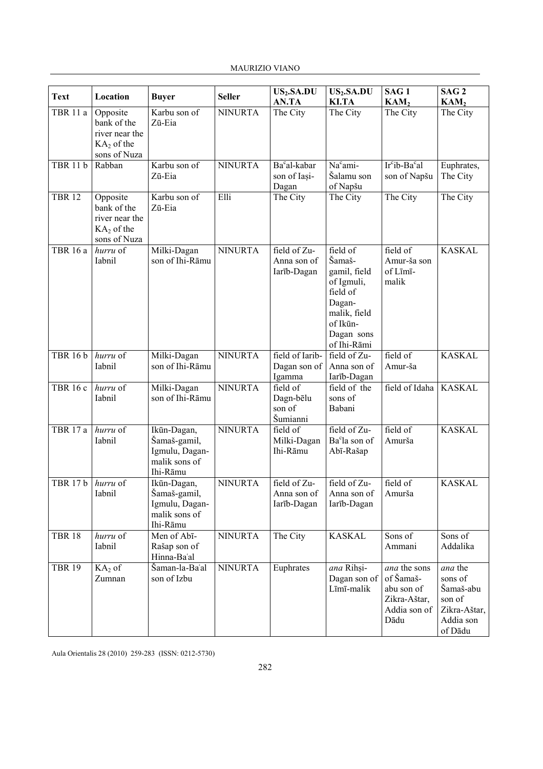| Text | Location | Buyer | Seller | $US_2$.SA.DU AN.TA | $US_2$.SA.DU KI.TA | SAG 1 $KAM_2$ | SAG 2 $KAM_2$ |
|---|---|---|---|---|---|---|---|
| TBR 11 a | Opposite bank of the river near the $KA_2$ of the sons of Nuza | Karbu son of Zū-Eia | NINURTA | The City | The City | The City | The City |
| TBR 11 b | Rabban | Karbu son of Zū-Eia | NINURTA | Baᶜal-kabar son of Iaṣi-Dagan | Naᶜami-Šalamu son of Napšu | Irᶜib-Baᶜal son of Napšu | Euphrates, The City |
| TBR 12 | Opposite bank of the river near the $KA_2$ of the sons of Nuza | Karbu son of Zū-Eia | Elli | The City | The City | The City | The City |
| TBR 16 a | *hurru* of Iabnil | Milki-Dagan son of Ihi-Rāmu | NINURTA | field of Zu-Anna son of Iarīb-Dagan | field of Šamaš-gamil, field of Igmuli, field of Dagan-malik, field of Ikūn-Dagan sons of Ihi-Rāmi | field of Amur-ša son of Līmī-malik | KASKAL |
| TBR 16 b | *hurru* of Iabnil | Milki-Dagan son of Ihi-Rāmu | NINURTA | field of Iarib-Dagan son of Igamma | field of Zu-Anna son of Iarīb-Dagan | field of Amur-ša | KASKAL |
| TBR 16 c | *hurru* of Iabnil | Milki-Dagan son of Ihi-Rāmu | NINURTA | field of Dagn-bēlu son of Šumianni | field of the sons of Babani | field of Idaha | KASKAL |
| TBR 17 a | *hurru* of Iabnil | Ikūn-Dagan, Šamaš-gamil, Igmulu, Dagan-malik sons of Ihi-Rāmu | NINURTA | field of Milki-Dagan Ihi-Rāmu | field of Zu-Baᶜla son of Abī-Rašap | field of Amurša | KASKAL |
| TBR 17 b | *hurru* of Iabnil | Ikūn-Dagan, Šamaš-gamil, Igmulu, Dagan-malik sons of Ihi-Rāmu | NINURTA | field of Zu-Anna son of Iarīb-Dagan | field of Zu-Anna son of Iarīb-Dagan | field of Amurša | KASKAL |
| TBR 18 | *hurru* of Iabnil | Men of Abī-Rašap son of Hinna-Baʿal | NINURTA | The City | KASKAL | Sons of Ammani | Sons of Addalika |
| TBR 19 | $KA_2$ of Zumnan | Šaman-la-Baʿal son of Izbu | NINURTA | Euphrates | *ana* Rihṣi-Dagan son of Līmī-malik | *ana* the sons of Šamaš-abu son of Zikra-Aštar, Addia son of Dādu | *ana* the sons of Šamaš-abu son of Zikra-Aštar, Addia son of Dādu |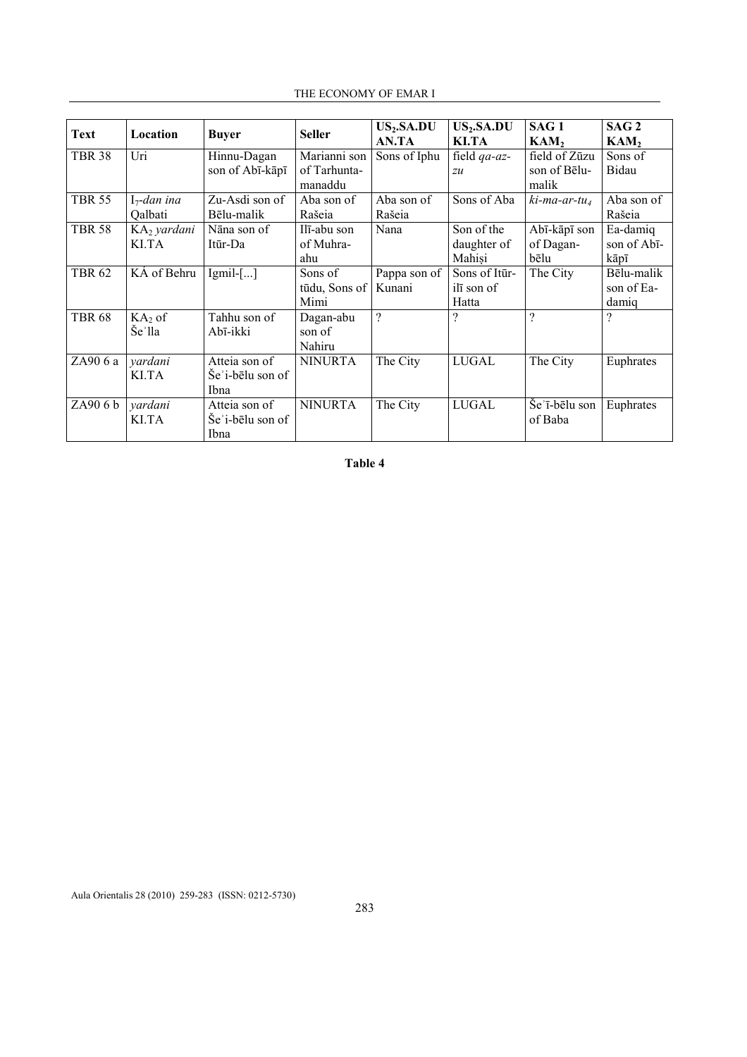| Text | Location | Buyer | Seller | $US_2$.SA.DU AN.TA | $US_2$.SA.DU KI.TA | SAG 1 $KAM_2$ | SAG 2 $KAM_2$ |
|---|---|---|---|---|---|---|---|
| TBR 38 | Uri | Hinnu-Dagan son of Abī-kāpī | Marianni son of Tarhunta-manaddu | Sons of Iphu | field *qa-az-zu* | field of Zūzu son of Bēlu-malik | Sons of Bidau |
| TBR 55 | $I_7$-*dan ina* Qalbati | Zu-Asdi son of Bēlu-malik | Aba son of Rašeia | Aba son of Rašeia | Sons of Aba | *ki-ma-ar-tu*$_4$ | Aba son of Rašeia |
| TBR 58 | $KA_2$ *yardani* KI.TA | Nāna son of Itūr-Da | Ilī-abu son of Muhra-ahu | Nana | Son of the daughter of Mahiṣi | Abī-kāpī son of Dagan-bēlu | Ea-damiq son of Abī-kāpī |
| TBR 62 | KÁ of Behru | Igmil-[...] | Sons of tūdu, Sons of Mimi | Pappa son of Kunani | Sons of Itūr-ilī son of Hatta | The City | Bēlu-malik son of Ea-damiq |
| TBR 68 | $KA_2$ of Šeʾlla | Tahhu son of Abī-ikki | Dagan-abu son of Nahiru | ? | ? | ? | ? |
| ZA90 6 a | *yardani* KI.TA | Atteia son of Šeʾi-bēlu son of Ibna | NINURTA | The City | LUGAL | The City | Euphrates |
| ZA90 6 b | *yardani* KI.TA | Atteia son of Šeʾi-bēlu son of Ibna | NINURTA | The City | LUGAL | Šeʾī-bēlu son of Baba | Euphrates |

**Table 4**